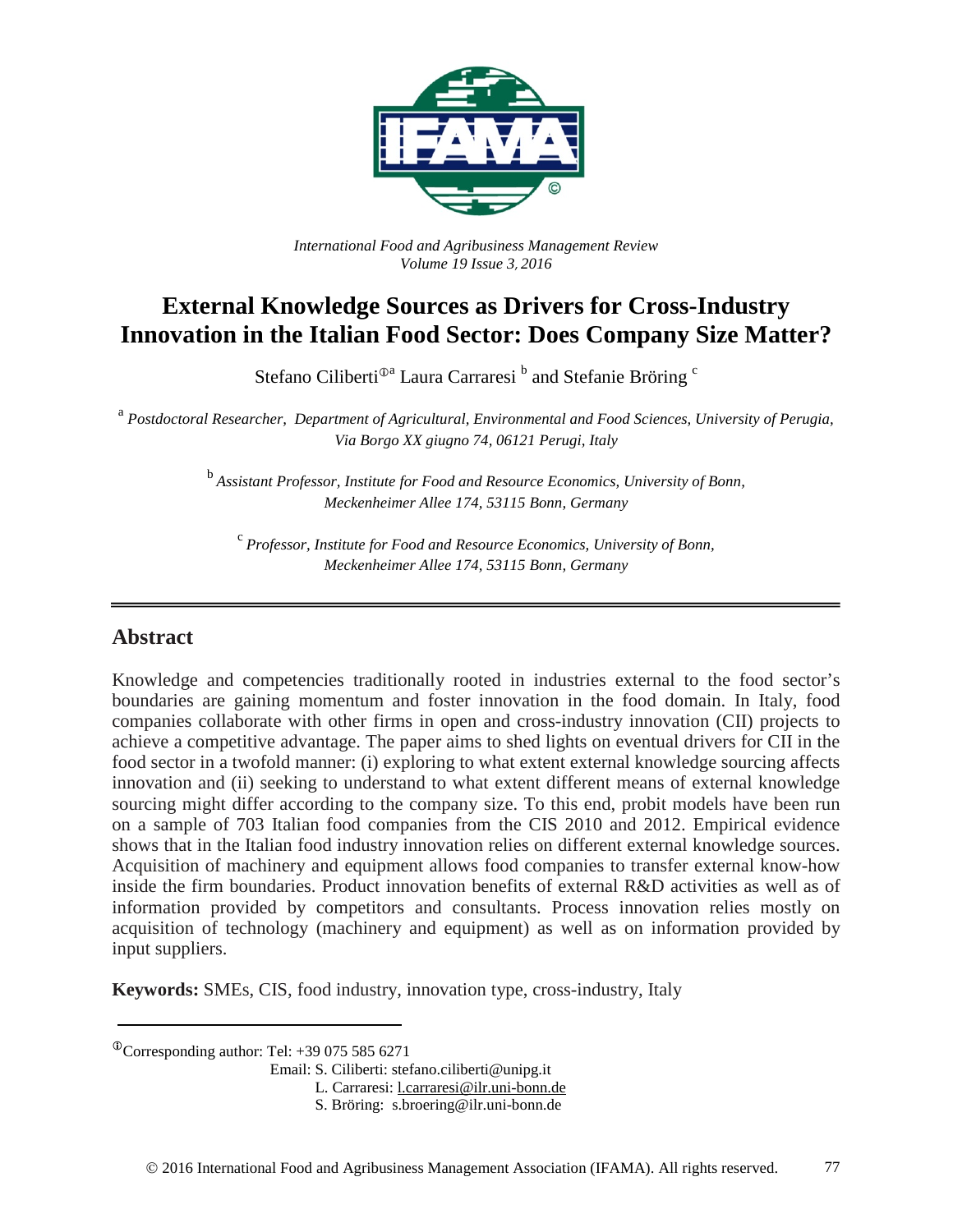*International Food and Agribusiness Management Review*
*Volume 19 Issue 3, 2016*

# External Knowledge Sources as Drivers for Cross-Industry Innovation in the Italian Food Sector: Does Company Size Matter?

Stefano Ciliberti[①a] Laura Carraresi [b] and Stefanie Bröring [c]

[a] *Postdoctoral Researcher, Department of Agricultural, Environmental and Food Sciences, University of Perugia, Via Borgo XX giugno 74, 06121 Perugi, Italy*

[b] *Assistant Professor, Institute for Food and Resource Economics, University of Bonn, Meckenheimer Allee 174, 53115 Bonn, Germany*

[c] *Professor, Institute for Food and Resource Economics, University of Bonn, Meckenheimer Allee 174, 53115 Bonn, Germany*

## Abstract

Knowledge and competencies traditionally rooted in industries external to the food sector's boundaries are gaining momentum and foster innovation in the food domain. In Italy, food companies collaborate with other firms in open and cross-industry innovation (CII) projects to achieve a competitive advantage. The paper aims to shed lights on eventual drivers for CII in the food sector in a twofold manner: (i) exploring to what extent external knowledge sourcing affects innovation and (ii) seeking to understand to what extent different means of external knowledge sourcing might differ according to the company size. To this end, probit models have been run on a sample of 703 Italian food companies from the CIS 2010 and 2012. Empirical evidence shows that in the Italian food industry innovation relies on different external knowledge sources. Acquisition of machinery and equipment allows food companies to transfer external know-how inside the firm boundaries. Product innovation benefits of external R&D activities as well as of information provided by competitors and consultants. Process innovation relies mostly on acquisition of technology (machinery and equipment) as well as on information provided by input suppliers.

**Keywords:** SMEs, CIS, food industry, innovation type, cross-industry, Italy

---

[①]Corresponding author: Tel: +39 075 585 6271
Email: S. Ciliberti: stefano.ciliberti@unipg.it
L. Carraresi: l.carraresi@ilr.uni-bonn.de
S. Bröring: s.broering@ilr.uni-bonn.de

© 2016 International Food and Agribusiness Management Association (IFAMA). All rights reserved.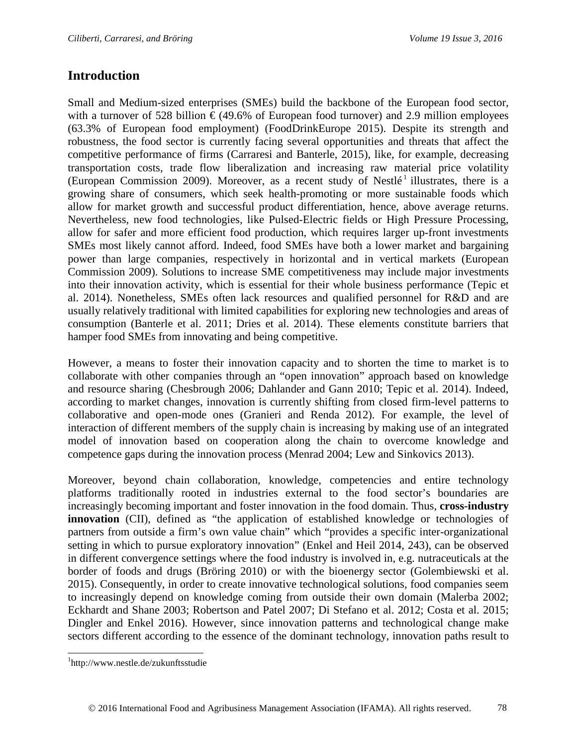## Introduction

Small and Medium-sized enterprises (SMEs) build the backbone of the European food sector, with a turnover of 528 billion € (49.6% of European food turnover) and 2.9 million employees (63.3% of European food employment) (FoodDrinkEurope 2015). Despite its strength and robustness, the food sector is currently facing several opportunities and threats that affect the competitive performance of firms (Carraresi and Banterle, 2015), like, for example, decreasing transportation costs, trade flow liberalization and increasing raw material price volatility (European Commission 2009). Moreover, as a recent study of Nestlé[1] illustrates, there is a growing share of consumers, which seek health-promoting or more sustainable foods which allow for market growth and successful product differentiation, hence, above average returns. Nevertheless, new food technologies, like Pulsed-Electric fields or High Pressure Processing, allow for safer and more efficient food production, which requires larger up-front investments SMEs most likely cannot afford. Indeed, food SMEs have both a lower market and bargaining power than large companies, respectively in horizontal and in vertical markets (European Commission 2009). Solutions to increase SME competitiveness may include major investments into their innovation activity, which is essential for their whole business performance (Tepic et al. 2014). Nonetheless, SMEs often lack resources and qualified personnel for R&D and are usually relatively traditional with limited capabilities for exploring new technologies and areas of consumption (Banterle et al. 2011; Dries et al. 2014). These elements constitute barriers that hamper food SMEs from innovating and being competitive.

However, a means to foster their innovation capacity and to shorten the time to market is to collaborate with other companies through an "open innovation" approach based on knowledge and resource sharing (Chesbrough 2006; Dahlander and Gann 2010; Tepic et al. 2014). Indeed, according to market changes, innovation is currently shifting from closed firm-level patterns to collaborative and open-mode ones (Granieri and Renda 2012). For example, the level of interaction of different members of the supply chain is increasing by making use of an integrated model of innovation based on cooperation along the chain to overcome knowledge and competence gaps during the innovation process (Menrad 2004; Lew and Sinkovics 2013).

Moreover, beyond chain collaboration, knowledge, competencies and entire technology platforms traditionally rooted in industries external to the food sector's boundaries are increasingly becoming important and foster innovation in the food domain. Thus, **cross-industry innovation** (CII), defined as "the application of established knowledge or technologies of partners from outside a firm's own value chain" which "provides a specific inter-organizational setting in which to pursue exploratory innovation" (Enkel and Heil 2014, 243), can be observed in different convergence settings where the food industry is involved in, e.g. nutraceuticals at the border of foods and drugs (Bröring 2010) or with the bioenergy sector (Golembiewski et al. 2015). Consequently, in order to create innovative technological solutions, food companies seem to increasingly depend on knowledge coming from outside their own domain (Malerba 2002; Eckhardt and Shane 2003; Robertson and Patel 2007; Di Stefano et al. 2012; Costa et al. 2015; Dingler and Enkel 2016). However, since innovation patterns and technological change make sectors different according to the essence of the dominant technology, innovation paths result to

[1] http://www.nestle.de/zukunftsstudie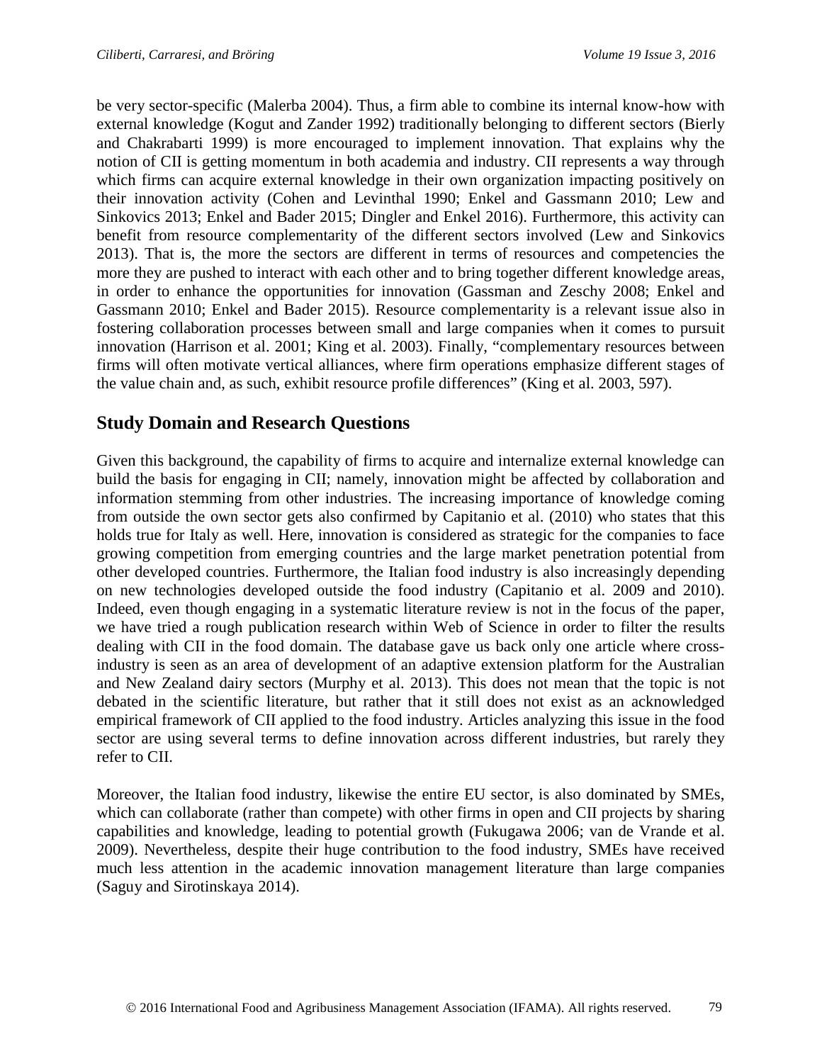be very sector-specific (Malerba 2004). Thus, a firm able to combine its internal know-how with external knowledge (Kogut and Zander 1992) traditionally belonging to different sectors (Bierly and Chakrabarti 1999) is more encouraged to implement innovation. That explains why the notion of CII is getting momentum in both academia and industry. CII represents a way through which firms can acquire external knowledge in their own organization impacting positively on their innovation activity (Cohen and Levinthal 1990; Enkel and Gassmann 2010; Lew and Sinkovics 2013; Enkel and Bader 2015; Dingler and Enkel 2016). Furthermore, this activity can benefit from resource complementarity of the different sectors involved (Lew and Sinkovics 2013). That is, the more the sectors are different in terms of resources and competencies the more they are pushed to interact with each other and to bring together different knowledge areas, in order to enhance the opportunities for innovation (Gassman and Zeschy 2008; Enkel and Gassmann 2010; Enkel and Bader 2015). Resource complementarity is a relevant issue also in fostering collaboration processes between small and large companies when it comes to pursuit innovation (Harrison et al. 2001; King et al. 2003). Finally, "complementary resources between firms will often motivate vertical alliances, where firm operations emphasize different stages of the value chain and, as such, exhibit resource profile differences" (King et al. 2003, 597).

## Study Domain and Research Questions

Given this background, the capability of firms to acquire and internalize external knowledge can build the basis for engaging in CII; namely, innovation might be affected by collaboration and information stemming from other industries. The increasing importance of knowledge coming from outside the own sector gets also confirmed by Capitanio et al. (2010) who states that this holds true for Italy as well. Here, innovation is considered as strategic for the companies to face growing competition from emerging countries and the large market penetration potential from other developed countries. Furthermore, the Italian food industry is also increasingly depending on new technologies developed outside the food industry (Capitanio et al. 2009 and 2010). Indeed, even though engaging in a systematic literature review is not in the focus of the paper, we have tried a rough publication research within Web of Science in order to filter the results dealing with CII in the food domain. The database gave us back only one article where cross-industry is seen as an area of development of an adaptive extension platform for the Australian and New Zealand dairy sectors (Murphy et al. 2013). This does not mean that the topic is not debated in the scientific literature, but rather that it still does not exist as an acknowledged empirical framework of CII applied to the food industry. Articles analyzing this issue in the food sector are using several terms to define innovation across different industries, but rarely they refer to CII.

Moreover, the Italian food industry, likewise the entire EU sector, is also dominated by SMEs, which can collaborate (rather than compete) with other firms in open and CII projects by sharing capabilities and knowledge, leading to potential growth (Fukugawa 2006; van de Vrande et al. 2009). Nevertheless, despite their huge contribution to the food industry, SMEs have received much less attention in the academic innovation management literature than large companies (Saguy and Sirotinskaya 2014).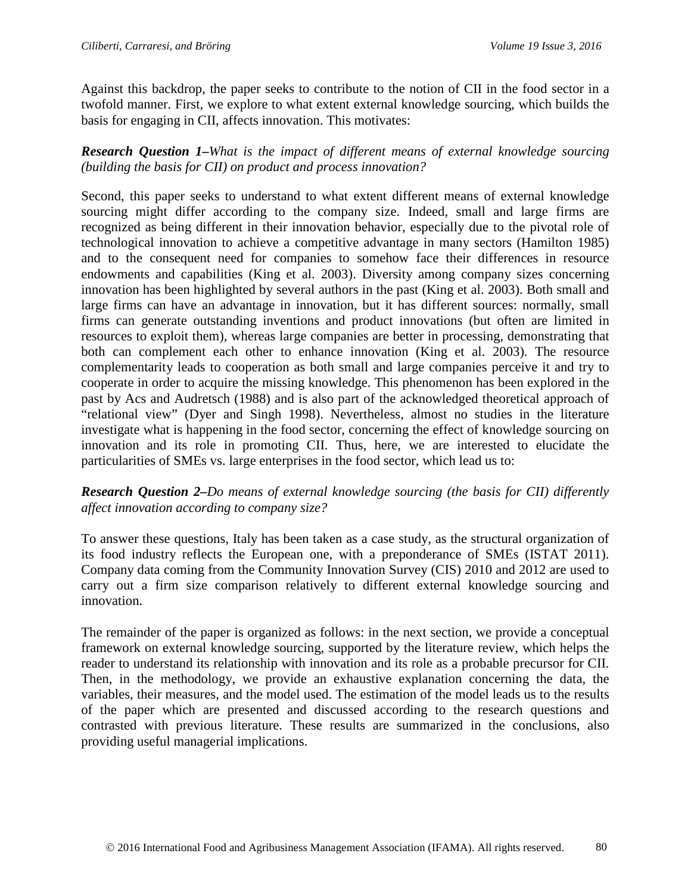Against this backdrop, the paper seeks to contribute to the notion of CII in the food sector in a twofold manner. First, we explore to what extent external knowledge sourcing, which builds the basis for engaging in CII, affects innovation. This motivates:

***Research Question 1–****What is the impact of different means of external knowledge sourcing (building the basis for CII) on product and process innovation?*

Second, this paper seeks to understand to what extent different means of external knowledge sourcing might differ according to the company size. Indeed, small and large firms are recognized as being different in their innovation behavior, especially due to the pivotal role of technological innovation to achieve a competitive advantage in many sectors (Hamilton 1985) and to the consequent need for companies to somehow face their differences in resource endowments and capabilities (King et al. 2003). Diversity among company sizes concerning innovation has been highlighted by several authors in the past (King et al. 2003). Both small and large firms can have an advantage in innovation, but it has different sources: normally, small firms can generate outstanding inventions and product innovations (but often are limited in resources to exploit them), whereas large companies are better in processing, demonstrating that both can complement each other to enhance innovation (King et al. 2003). The resource complementarity leads to cooperation as both small and large companies perceive it and try to cooperate in order to acquire the missing knowledge. This phenomenon has been explored in the past by Acs and Audretsch (1988) and is also part of the acknowledged theoretical approach of "relational view" (Dyer and Singh 1998). Nevertheless, almost no studies in the literature investigate what is happening in the food sector, concerning the effect of knowledge sourcing on innovation and its role in promoting CII. Thus, here, we are interested to elucidate the particularities of SMEs vs. large enterprises in the food sector, which lead us to:

***Research Question 2–****Do means of external knowledge sourcing (the basis for CII) differently affect innovation according to company size?*

To answer these questions, Italy has been taken as a case study, as the structural organization of its food industry reflects the European one, with a preponderance of SMEs (ISTAT 2011). Company data coming from the Community Innovation Survey (CIS) 2010 and 2012 are used to carry out a firm size comparison relatively to different external knowledge sourcing and innovation.

The remainder of the paper is organized as follows: in the next section, we provide a conceptual framework on external knowledge sourcing, supported by the literature review, which helps the reader to understand its relationship with innovation and its role as a probable precursor for CII. Then, in the methodology, we provide an exhaustive explanation concerning the data, the variables, their measures, and the model used. The estimation of the model leads us to the results of the paper which are presented and discussed according to the research questions and contrasted with previous literature. These results are summarized in the conclusions, also providing useful managerial implications.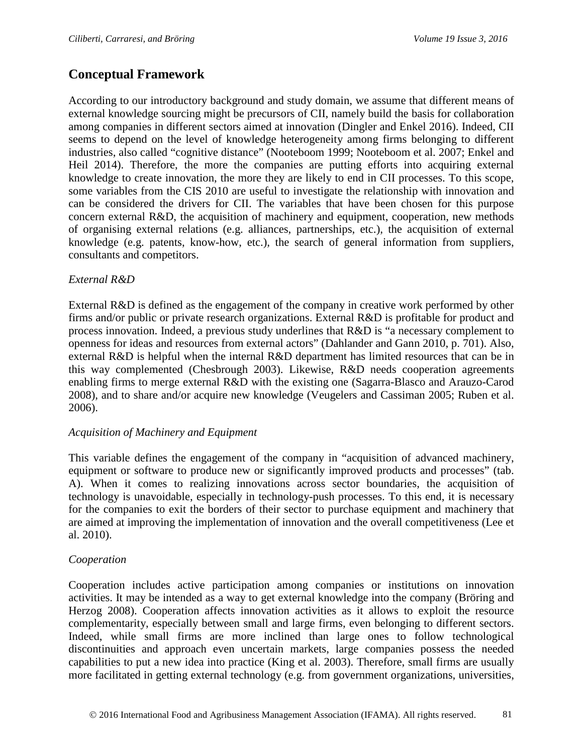## Conceptual Framework

According to our introductory background and study domain, we assume that different means of external knowledge sourcing might be precursors of CII, namely build the basis for collaboration among companies in different sectors aimed at innovation (Dingler and Enkel 2016). Indeed, CII seems to depend on the level of knowledge heterogeneity among firms belonging to different industries, also called "cognitive distance" (Nooteboom 1999; Nooteboom et al. 2007; Enkel and Heil 2014). Therefore, the more the companies are putting efforts into acquiring external knowledge to create innovation, the more they are likely to end in CII processes. To this scope, some variables from the CIS 2010 are useful to investigate the relationship with innovation and can be considered the drivers for CII. The variables that have been chosen for this purpose concern external R&D, the acquisition of machinery and equipment, cooperation, new methods of organising external relations (e.g. alliances, partnerships, etc.), the acquisition of external knowledge (e.g. patents, know-how, etc.), the search of general information from suppliers, consultants and competitors.

*External R&D*

External R&D is defined as the engagement of the company in creative work performed by other firms and/or public or private research organizations. External R&D is profitable for product and process innovation. Indeed, a previous study underlines that R&D is "a necessary complement to openness for ideas and resources from external actors" (Dahlander and Gann 2010, p. 701). Also, external R&D is helpful when the internal R&D department has limited resources that can be in this way complemented (Chesbrough 2003). Likewise, R&D needs cooperation agreements enabling firms to merge external R&D with the existing one (Sagarra-Blasco and Arauzo-Carod 2008), and to share and/or acquire new knowledge (Veugelers and Cassiman 2005; Ruben et al. 2006).

*Acquisition of Machinery and Equipment*

This variable defines the engagement of the company in "acquisition of advanced machinery, equipment or software to produce new or significantly improved products and processes" (tab. A). When it comes to realizing innovations across sector boundaries, the acquisition of technology is unavoidable, especially in technology-push processes. To this end, it is necessary for the companies to exit the borders of their sector to purchase equipment and machinery that are aimed at improving the implementation of innovation and the overall competitiveness (Lee et al. 2010).

*Cooperation*

Cooperation includes active participation among companies or institutions on innovation activities. It may be intended as a way to get external knowledge into the company (Bröring and Herzog 2008). Cooperation affects innovation activities as it allows to exploit the resource complementarity, especially between small and large firms, even belonging to different sectors. Indeed, while small firms are more inclined than large ones to follow technological discontinuities and approach even uncertain markets, large companies possess the needed capabilities to put a new idea into practice (King et al. 2003). Therefore, small firms are usually more facilitated in getting external technology (e.g. from government organizations, universities,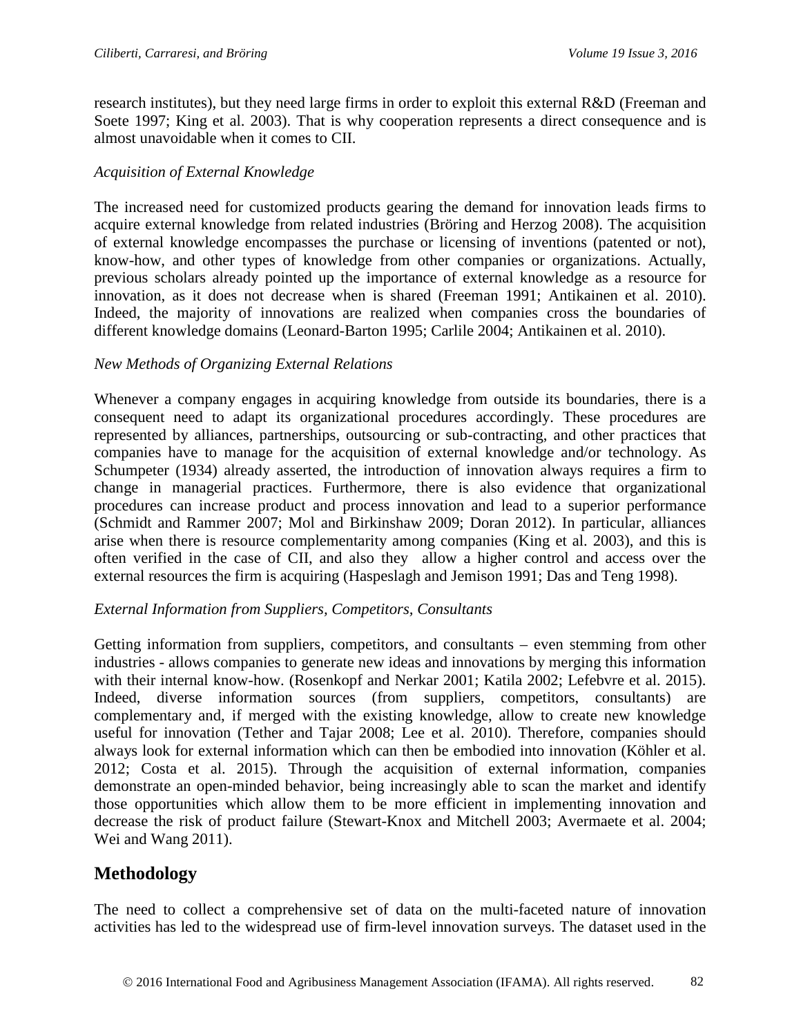research institutes), but they need large firms in order to exploit this external R&D (Freeman and Soete 1997; King et al. 2003). That is why cooperation represents a direct consequence and is almost unavoidable when it comes to CII.

*Acquisition of External Knowledge*

The increased need for customized products gearing the demand for innovation leads firms to acquire external knowledge from related industries (Bröring and Herzog 2008). The acquisition of external knowledge encompasses the purchase or licensing of inventions (patented or not), know-how, and other types of knowledge from other companies or organizations. Actually, previous scholars already pointed up the importance of external knowledge as a resource for innovation, as it does not decrease when is shared (Freeman 1991; Antikainen et al. 2010). Indeed, the majority of innovations are realized when companies cross the boundaries of different knowledge domains (Leonard-Barton 1995; Carlile 2004; Antikainen et al. 2010).

*New Methods of Organizing External Relations*

Whenever a company engages in acquiring knowledge from outside its boundaries, there is a consequent need to adapt its organizational procedures accordingly. These procedures are represented by alliances, partnerships, outsourcing or sub-contracting, and other practices that companies have to manage for the acquisition of external knowledge and/or technology. As Schumpeter (1934) already asserted, the introduction of innovation always requires a firm to change in managerial practices. Furthermore, there is also evidence that organizational procedures can increase product and process innovation and lead to a superior performance (Schmidt and Rammer 2007; Mol and Birkinshaw 2009; Doran 2012). In particular, alliances arise when there is resource complementarity among companies (King et al. 2003), and this is often verified in the case of CII, and also they allow a higher control and access over the external resources the firm is acquiring (Haspeslagh and Jemison 1991; Das and Teng 1998).

*External Information from Suppliers, Competitors, Consultants*

Getting information from suppliers, competitors, and consultants – even stemming from other industries - allows companies to generate new ideas and innovations by merging this information with their internal know-how. (Rosenkopf and Nerkar 2001; Katila 2002; Lefebvre et al. 2015). Indeed, diverse information sources (from suppliers, competitors, consultants) are complementary and, if merged with the existing knowledge, allow to create new knowledge useful for innovation (Tether and Tajar 2008; Lee et al. 2010). Therefore, companies should always look for external information which can then be embodied into innovation (Köhler et al. 2012; Costa et al. 2015). Through the acquisition of external information, companies demonstrate an open-minded behavior, being increasingly able to scan the market and identify those opportunities which allow them to be more efficient in implementing innovation and decrease the risk of product failure (Stewart-Knox and Mitchell 2003; Avermaete et al. 2004; Wei and Wang 2011).

## Methodology

The need to collect a comprehensive set of data on the multi-faceted nature of innovation activities has led to the widespread use of firm-level innovation surveys. The dataset used in the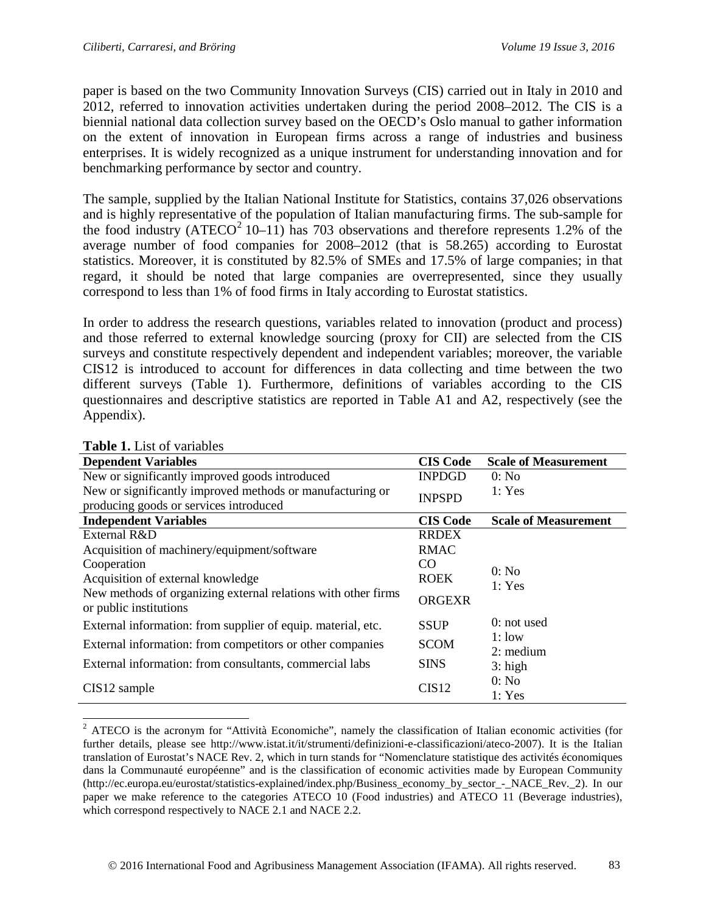paper is based on the two Community Innovation Surveys (CIS) carried out in Italy in 2010 and 2012, referred to innovation activities undertaken during the period 2008–2012. The CIS is a biennial national data collection survey based on the OECD's Oslo manual to gather information on the extent of innovation in European firms across a range of industries and business enterprises. It is widely recognized as a unique instrument for understanding innovation and for benchmarking performance by sector and country.

The sample, supplied by the Italian National Institute for Statistics, contains 37,026 observations and is highly representative of the population of Italian manufacturing firms. The sub-sample for the food industry (ATECO[2] 10–11) has 703 observations and therefore represents 1.2% of the average number of food companies for 2008–2012 (that is 58.265) according to Eurostat statistics. Moreover, it is constituted by 82.5% of SMEs and 17.5% of large companies; in that regard, it should be noted that large companies are overrepresented, since they usually correspond to less than 1% of food firms in Italy according to Eurostat statistics.

In order to address the research questions, variables related to innovation (product and process) and those referred to external knowledge sourcing (proxy for CII) are selected from the CIS surveys and constitute respectively dependent and independent variables; moreover, the variable CIS12 is introduced to account for differences in data collecting and time between the two different surveys (Table 1). Furthermore, definitions of variables according to the CIS questionnaires and descriptive statistics are reported in Table A1 and A2, respectively (see the Appendix).

**Table 1.** List of variables

| **Dependent Variables** | **CIS Code** | **Scale of Measurement** |
|---|---|---|
| New or significantly improved goods introduced | INPDGD | 0: No |
| New or significantly improved methods or manufacturing or producing goods or services introduced | INPSPD | 1: Yes |
| **Independent Variables** | **CIS Code** | **Scale of Measurement** |
| External R&D | RRDEX | |
| Acquisition of machinery/equipment/software | RMAC | |
| Cooperation | CO | 0: No |
| Acquisition of external knowledge | ROEK | 1: Yes |
| New methods of organizing external relations with other firms or public institutions | ORGEXR | |
| External information: from supplier of equip. material, etc. | SSUP | 0: not used |
| External information: from competitors or other companies | SCOM | 1: low<br>2: medium |
| External information: from consultants, commercial labs | SINS | 3: high |
| CIS12 sample | CIS12 | 0: No<br>1: Yes |

[2] ATECO is the acronym for "Attività Economiche", namely the classification of Italian economic activities (for further details, please see http://www.istat.it/it/strumenti/definizioni-e-classificazioni/ateco-2007). It is the Italian translation of Eurostat's NACE Rev. 2, which in turn stands for "Nomenclature statistique des activités économiques dans la Communauté européenne" and is the classification of economic activities made by European Community (http://ec.europa.eu/eurostat/statistics-explained/index.php/Business_economy_by_sector_-_NACE_Rev._2). In our paper we make reference to the categories ATECO 10 (Food industries) and ATECO 11 (Beverage industries), which correspond respectively to NACE 2.1 and NACE 2.2.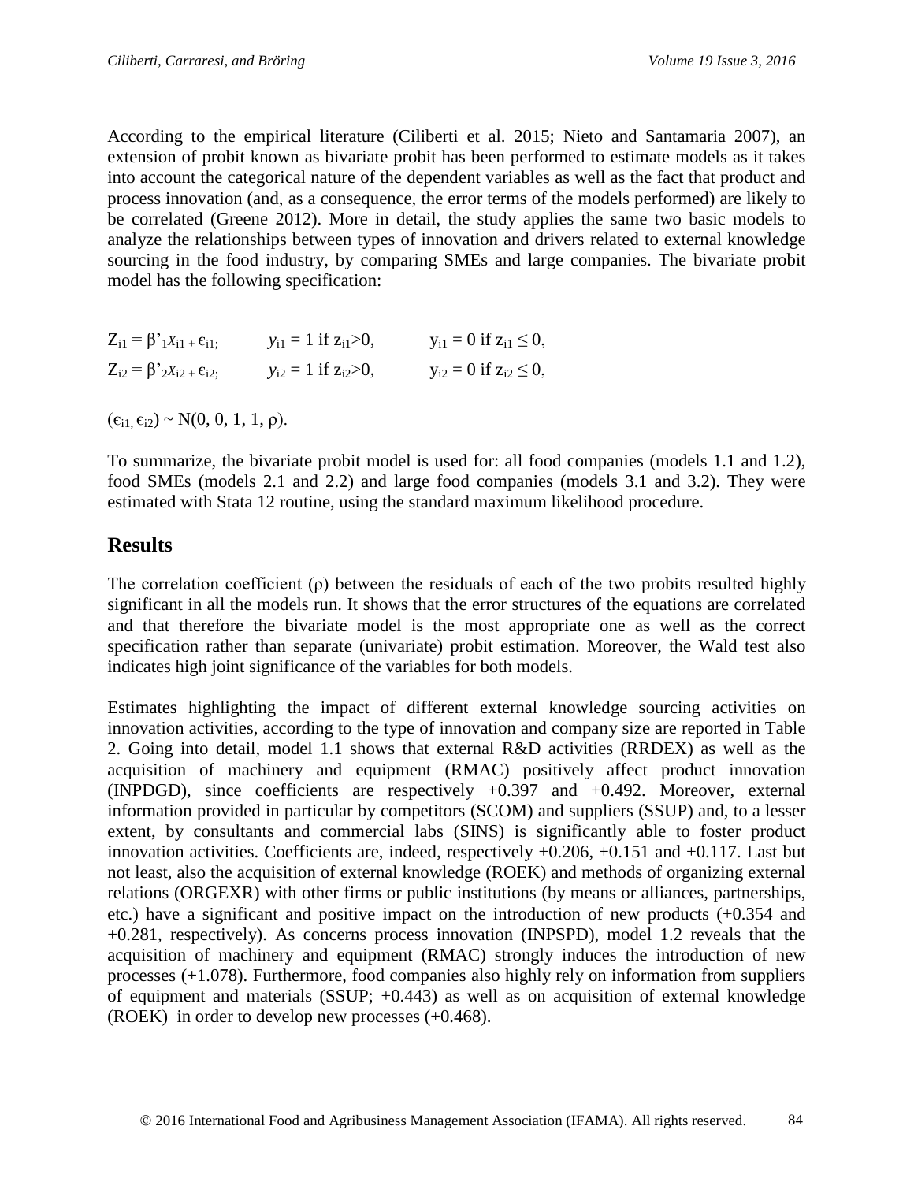According to the empirical literature (Ciliberti et al. 2015; Nieto and Santamaria 2007), an extension of probit known as bivariate probit has been performed to estimate models as it takes into account the categorical nature of the dependent variables as well as the fact that product and process innovation (and, as a consequence, the error terms of the models performed) are likely to be correlated (Greene 2012). More in detail, the study applies the same two basic models to analyze the relationships between types of innovation and drivers related to external knowledge sourcing in the food industry, by comparing SMEs and large companies. The bivariate probit model has the following specification:

$$Z_{i1} = \beta'_1 x_{i1} + \epsilon_{i1}; \qquad y_{i1} = 1 \text{ if } z_{i1} > 0, \qquad y_{i1} = 0 \text{ if } z_{i1} \leq 0,$$

$$Z_{i2} = \beta'_2 x_{i2} + \epsilon_{i2}; \qquad y_{i2} = 1 \text{ if } z_{i2} > 0, \qquad y_{i2} = 0 \text{ if } z_{i2} \leq 0,$$

$$(\epsilon_{i1}, \epsilon_{i2}) \sim N(0, 0, 1, 1, \rho).$$

To summarize, the bivariate probit model is used for: all food companies (models 1.1 and 1.2), food SMEs (models 2.1 and 2.2) and large food companies (models 3.1 and 3.2). They were estimated with Stata 12 routine, using the standard maximum likelihood procedure.

## Results

The correlation coefficient ($\rho$) between the residuals of each of the two probits resulted highly significant in all the models run. It shows that the error structures of the equations are correlated and that therefore the bivariate model is the most appropriate one as well as the correct specification rather than separate (univariate) probit estimation. Moreover, the Wald test also indicates high joint significance of the variables for both models.

Estimates highlighting the impact of different external knowledge sourcing activities on innovation activities, according to the type of innovation and company size are reported in Table 2. Going into detail, model 1.1 shows that external R&D activities (RRDEX) as well as the acquisition of machinery and equipment (RMAC) positively affect product innovation (INPDGD), since coefficients are respectively +0.397 and +0.492. Moreover, external information provided in particular by competitors (SCOM) and suppliers (SSUP) and, to a lesser extent, by consultants and commercial labs (SINS) is significantly able to foster product innovation activities. Coefficients are, indeed, respectively +0.206, +0.151 and +0.117. Last but not least, also the acquisition of external knowledge (ROEK) and methods of organizing external relations (ORGEXR) with other firms or public institutions (by means or alliances, partnerships, etc.) have a significant and positive impact on the introduction of new products (+0.354 and +0.281, respectively). As concerns process innovation (INPSPD), model 1.2 reveals that the acquisition of machinery and equipment (RMAC) strongly induces the introduction of new processes (+1.078). Furthermore, food companies also highly rely on information from suppliers of equipment and materials (SSUP; +0.443) as well as on acquisition of external knowledge (ROEK) in order to develop new processes (+0.468).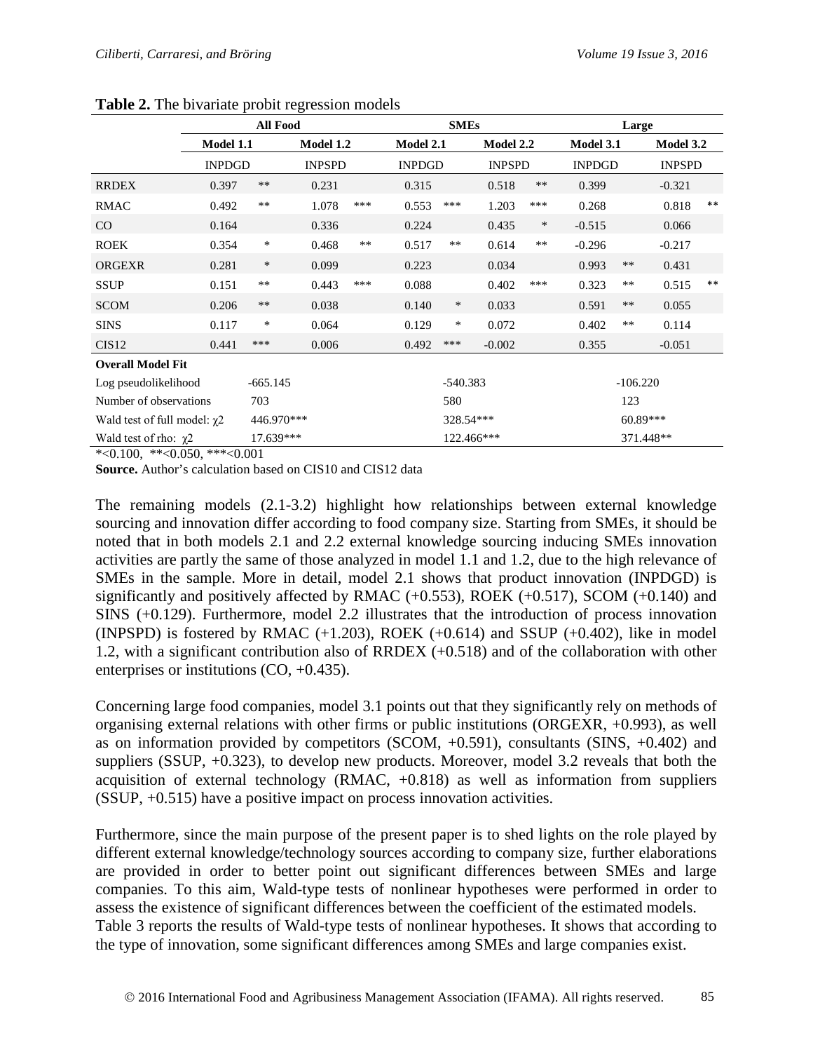**Table 2.** The bivariate probit regression models

| | All Food | | | | SMEs | | | | Large | | | |
|---|---|---|---|---|---|---|---|---|---|---|---|---|
| | Model 1.1 | | Model 1.2 | | Model 2.1 | | Model 2.2 | | Model 3.1 | | Model 3.2 | |
| | INPDGD | | INPSPD | | INPDGD | | INPSPD | | INPDGD | | INPSPD | |
| RRDEX | 0.397 | ** | 0.231 | | 0.315 | | 0.518 | ** | 0.399 | | -0.321 | |
| RMAC | 0.492 | ** | 1.078 | *** | 0.553 | *** | 1.203 | *** | 0.268 | | 0.818 | ** |
| CO | 0.164 | | 0.336 | | 0.224 | | 0.435 | * | -0.515 | | 0.066 | |
| ROEK | 0.354 | * | 0.468 | ** | 0.517 | ** | 0.614 | ** | -0.296 | | -0.217 | |
| ORGEXR | 0.281 | * | 0.099 | | 0.223 | | 0.034 | | 0.993 | ** | 0.431 | |
| SSUP | 0.151 | ** | 0.443 | *** | 0.088 | | 0.402 | *** | 0.323 | ** | 0.515 | ** |
| SCOM | 0.206 | ** | 0.038 | | 0.140 | * | 0.033 | | 0.591 | ** | 0.055 | |
| SINS | 0.117 | * | 0.064 | | 0.129 | * | 0.072 | | 0.402 | ** | 0.114 | |
| CIS12 | 0.441 | *** | 0.006 | | 0.492 | *** | -0.002 | | 0.355 | | -0.051 | |
| **Overall Model Fit** | | | | | | | | | | | | |
| Log pseudolikelihood | -665.145 | | | | -540.383 | | | | -106.220 | | | |
| Number of observations | 703 | | | | 580 | | | | 123 | | | |
| Wald test of full model: $\chi 2$ | 446.970*** | | | | 328.54*** | | | | 60.89*** | | | |
| Wald test of rho: $\chi 2$ | 17.639*** | | | | 122.466*** | | | | 371.448** | | | |

*<0.100, **<0.050, ***<0.001

**Source.** Author's calculation based on CIS10 and CIS12 data

The remaining models (2.1-3.2) highlight how relationships between external knowledge sourcing and innovation differ according to food company size. Starting from SMEs, it should be noted that in both models 2.1 and 2.2 external knowledge sourcing inducing SMEs innovation activities are partly the same of those analyzed in model 1.1 and 1.2, due to the high relevance of SMEs in the sample. More in detail, model 2.1 shows that product innovation (INPDGD) is significantly and positively affected by RMAC (+0.553), ROEK (+0.517), SCOM (+0.140) and SINS (+0.129). Furthermore, model 2.2 illustrates that the introduction of process innovation (INPSPD) is fostered by RMAC (+1.203), ROEK (+0.614) and SSUP (+0.402), like in model 1.2, with a significant contribution also of RRDEX (+0.518) and of the collaboration with other enterprises or institutions (CO, +0.435).

Concerning large food companies, model 3.1 points out that they significantly rely on methods of organising external relations with other firms or public institutions (ORGEXR, +0.993), as well as on information provided by competitors (SCOM, +0.591), consultants (SINS, +0.402) and suppliers (SSUP, +0.323), to develop new products. Moreover, model 3.2 reveals that both the acquisition of external technology (RMAC, +0.818) as well as information from suppliers (SSUP, +0.515) have a positive impact on process innovation activities.

Furthermore, since the main purpose of the present paper is to shed lights on the role played by different external knowledge/technology sources according to company size, further elaborations are provided in order to better point out significant differences between SMEs and large companies. To this aim, Wald-type tests of nonlinear hypotheses were performed in order to assess the existence of significant differences between the coefficient of the estimated models. Table 3 reports the results of Wald-type tests of nonlinear hypotheses. It shows that according to the type of innovation, some significant differences among SMEs and large companies exist.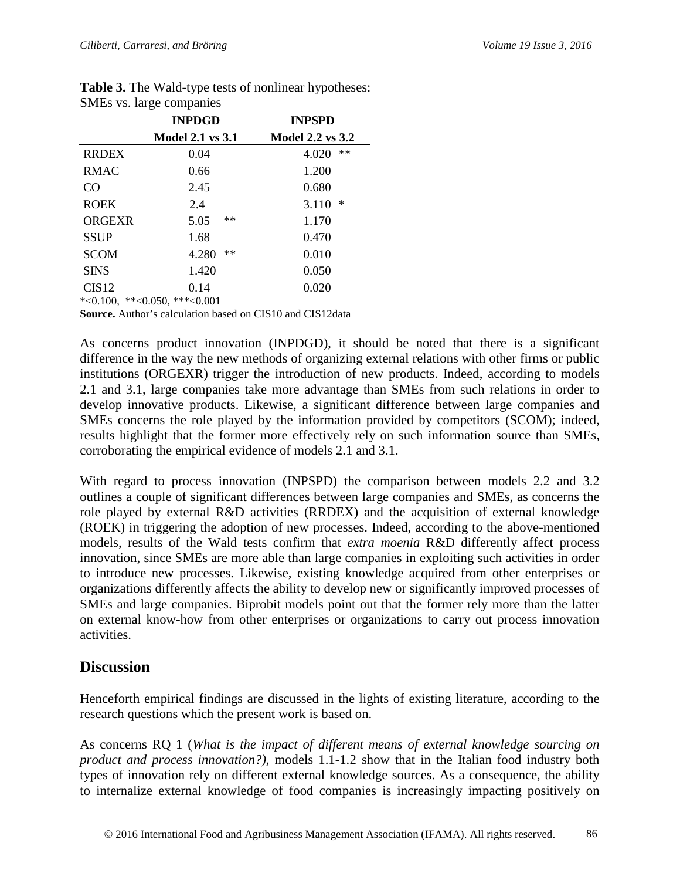**Table 3.** The Wald-type tests of nonlinear hypotheses: SMEs vs. large companies

| | INPDGD | INPSPD |
|---|---|---|
| | **Model 2.1 vs 3.1** | **Model 2.2 vs 3.2** |
| RRDEX | 0.04 | 4.020 ** |
| RMAC | 0.66 | 1.200 |
| CO | 2.45 | 0.680 |
| ROEK | 2.4 | 3.110 * |
| ORGEXR | 5.05 ** | 1.170 |
| SSUP | 1.68 | 0.470 |
| SCOM | 4.280 ** | 0.010 |
| SINS | 1.420 | 0.050 |
| CIS12 | 0.14 | 0.020 |

*<0.100, **<0.050, ***<0.001

**Source.** Author's calculation based on CIS10 and CIS12data

As concerns product innovation (INPDGD), it should be noted that there is a significant difference in the way the new methods of organizing external relations with other firms or public institutions (ORGEXR) trigger the introduction of new products. Indeed, according to models 2.1 and 3.1, large companies take more advantage than SMEs from such relations in order to develop innovative products. Likewise, a significant difference between large companies and SMEs concerns the role played by the information provided by competitors (SCOM); indeed, results highlight that the former more effectively rely on such information source than SMEs, corroborating the empirical evidence of models 2.1 and 3.1.

With regard to process innovation (INPSPD) the comparison between models 2.2 and 3.2 outlines a couple of significant differences between large companies and SMEs, as concerns the role played by external R&D activities (RRDEX) and the acquisition of external knowledge (ROEK) in triggering the adoption of new processes. Indeed, according to the above-mentioned models, results of the Wald tests confirm that *extra moenia* R&D differently affect process innovation, since SMEs are more able than large companies in exploiting such activities in order to introduce new processes. Likewise, existing knowledge acquired from other enterprises or organizations differently affects the ability to develop new or significantly improved processes of SMEs and large companies. Biprobit models point out that the former rely more than the latter on external know-how from other enterprises or organizations to carry out process innovation activities.

## Discussion

Henceforth empirical findings are discussed in the lights of existing literature, according to the research questions which the present work is based on.

As concerns RQ 1 (*What is the impact of different means of external knowledge sourcing on product and process innovation?),* models 1.1-1.2 show that in the Italian food industry both types of innovation rely on different external knowledge sources. As a consequence, the ability to internalize external knowledge of food companies is increasingly impacting positively on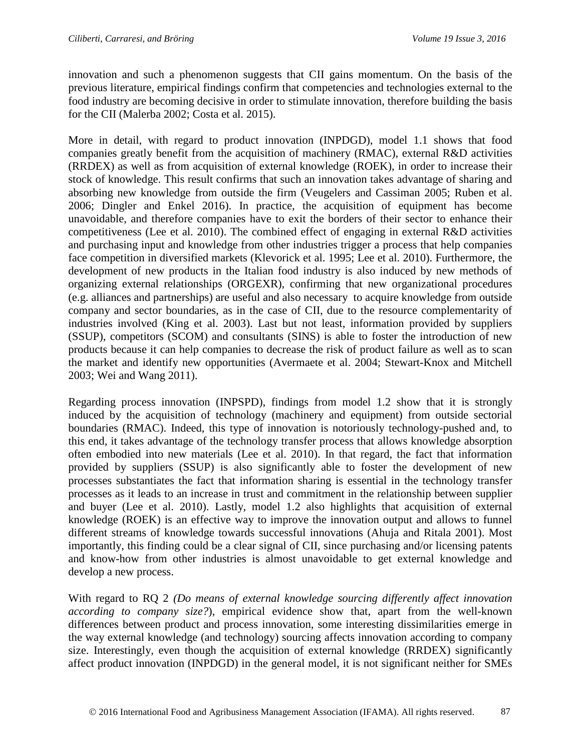innovation and such a phenomenon suggests that CII gains momentum. On the basis of the previous literature, empirical findings confirm that competencies and technologies external to the food industry are becoming decisive in order to stimulate innovation, therefore building the basis for the CII (Malerba 2002; Costa et al. 2015).

More in detail, with regard to product innovation (INPDGD), model 1.1 shows that food companies greatly benefit from the acquisition of machinery (RMAC), external R&D activities (RRDEX) as well as from acquisition of external knowledge (ROEK), in order to increase their stock of knowledge. This result confirms that such an innovation takes advantage of sharing and absorbing new knowledge from outside the firm (Veugelers and Cassiman 2005; Ruben et al. 2006; Dingler and Enkel 2016). In practice, the acquisition of equipment has become unavoidable, and therefore companies have to exit the borders of their sector to enhance their competitiveness (Lee et al. 2010). The combined effect of engaging in external R&D activities and purchasing input and knowledge from other industries trigger a process that help companies face competition in diversified markets (Klevorick et al. 1995; Lee et al. 2010). Furthermore, the development of new products in the Italian food industry is also induced by new methods of organizing external relationships (ORGEXR), confirming that new organizational procedures (e.g. alliances and partnerships) are useful and also necessary to acquire knowledge from outside company and sector boundaries, as in the case of CII, due to the resource complementarity of industries involved (King et al. 2003). Last but not least, information provided by suppliers (SSUP), competitors (SCOM) and consultants (SINS) is able to foster the introduction of new products because it can help companies to decrease the risk of product failure as well as to scan the market and identify new opportunities (Avermaete et al. 2004; Stewart-Knox and Mitchell 2003; Wei and Wang 2011).

Regarding process innovation (INPSPD), findings from model 1.2 show that it is strongly induced by the acquisition of technology (machinery and equipment) from outside sectorial boundaries (RMAC). Indeed, this type of innovation is notoriously technology-pushed and, to this end, it takes advantage of the technology transfer process that allows knowledge absorption often embodied into new materials (Lee et al. 2010). In that regard, the fact that information provided by suppliers (SSUP) is also significantly able to foster the development of new processes substantiates the fact that information sharing is essential in the technology transfer processes as it leads to an increase in trust and commitment in the relationship between supplier and buyer (Lee et al. 2010). Lastly, model 1.2 also highlights that acquisition of external knowledge (ROEK) is an effective way to improve the innovation output and allows to funnel different streams of knowledge towards successful innovations (Ahuja and Ritala 2001). Most importantly, this finding could be a clear signal of CII, since purchasing and/or licensing patents and know-how from other industries is almost unavoidable to get external knowledge and develop a new process.

With regard to RQ 2 *(Do means of external knowledge sourcing differently affect innovation according to company size?*), empirical evidence show that, apart from the well-known differences between product and process innovation, some interesting dissimilarities emerge in the way external knowledge (and technology) sourcing affects innovation according to company size. Interestingly, even though the acquisition of external knowledge (RRDEX) significantly affect product innovation (INPDGD) in the general model, it is not significant neither for SMEs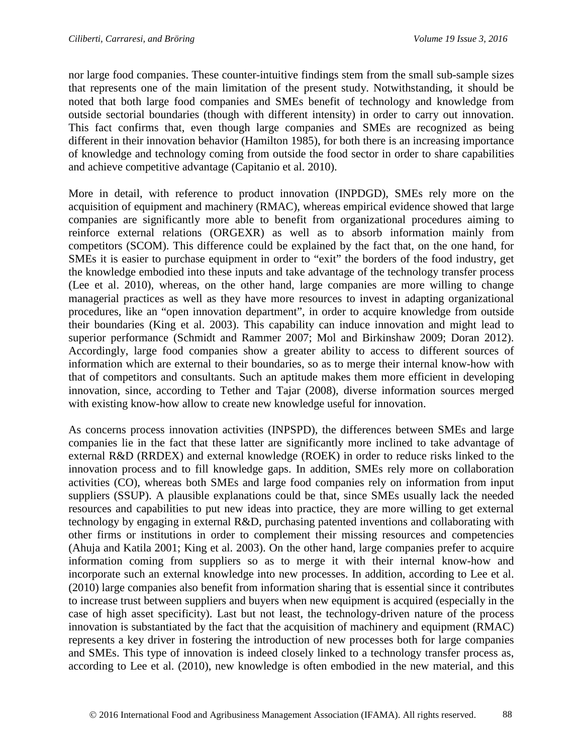nor large food companies. These counter-intuitive findings stem from the small sub-sample sizes that represents one of the main limitation of the present study. Notwithstanding, it should be noted that both large food companies and SMEs benefit of technology and knowledge from outside sectorial boundaries (though with different intensity) in order to carry out innovation. This fact confirms that, even though large companies and SMEs are recognized as being different in their innovation behavior (Hamilton 1985), for both there is an increasing importance of knowledge and technology coming from outside the food sector in order to share capabilities and achieve competitive advantage (Capitanio et al. 2010).

More in detail, with reference to product innovation (INPDGD), SMEs rely more on the acquisition of equipment and machinery (RMAC), whereas empirical evidence showed that large companies are significantly more able to benefit from organizational procedures aiming to reinforce external relations (ORGEXR) as well as to absorb information mainly from competitors (SCOM). This difference could be explained by the fact that, on the one hand, for SMEs it is easier to purchase equipment in order to "exit" the borders of the food industry, get the knowledge embodied into these inputs and take advantage of the technology transfer process (Lee et al. 2010), whereas, on the other hand, large companies are more willing to change managerial practices as well as they have more resources to invest in adapting organizational procedures, like an "open innovation department", in order to acquire knowledge from outside their boundaries (King et al. 2003). This capability can induce innovation and might lead to superior performance (Schmidt and Rammer 2007; Mol and Birkinshaw 2009; Doran 2012). Accordingly, large food companies show a greater ability to access to different sources of information which are external to their boundaries, so as to merge their internal know-how with that of competitors and consultants. Such an aptitude makes them more efficient in developing innovation, since, according to Tether and Tajar (2008), diverse information sources merged with existing know-how allow to create new knowledge useful for innovation.

As concerns process innovation activities (INPSPD), the differences between SMEs and large companies lie in the fact that these latter are significantly more inclined to take advantage of external R&D (RRDEX) and external knowledge (ROEK) in order to reduce risks linked to the innovation process and to fill knowledge gaps. In addition, SMEs rely more on collaboration activities (CO), whereas both SMEs and large food companies rely on information from input suppliers (SSUP). A plausible explanations could be that, since SMEs usually lack the needed resources and capabilities to put new ideas into practice, they are more willing to get external technology by engaging in external R&D, purchasing patented inventions and collaborating with other firms or institutions in order to complement their missing resources and competencies (Ahuja and Katila 2001; King et al. 2003). On the other hand, large companies prefer to acquire information coming from suppliers so as to merge it with their internal know-how and incorporate such an external knowledge into new processes. In addition, according to Lee et al. (2010) large companies also benefit from information sharing that is essential since it contributes to increase trust between suppliers and buyers when new equipment is acquired (especially in the case of high asset specificity). Last but not least, the technology-driven nature of the process innovation is substantiated by the fact that the acquisition of machinery and equipment (RMAC) represents a key driver in fostering the introduction of new processes both for large companies and SMEs. This type of innovation is indeed closely linked to a technology transfer process as, according to Lee et al. (2010), new knowledge is often embodied in the new material, and this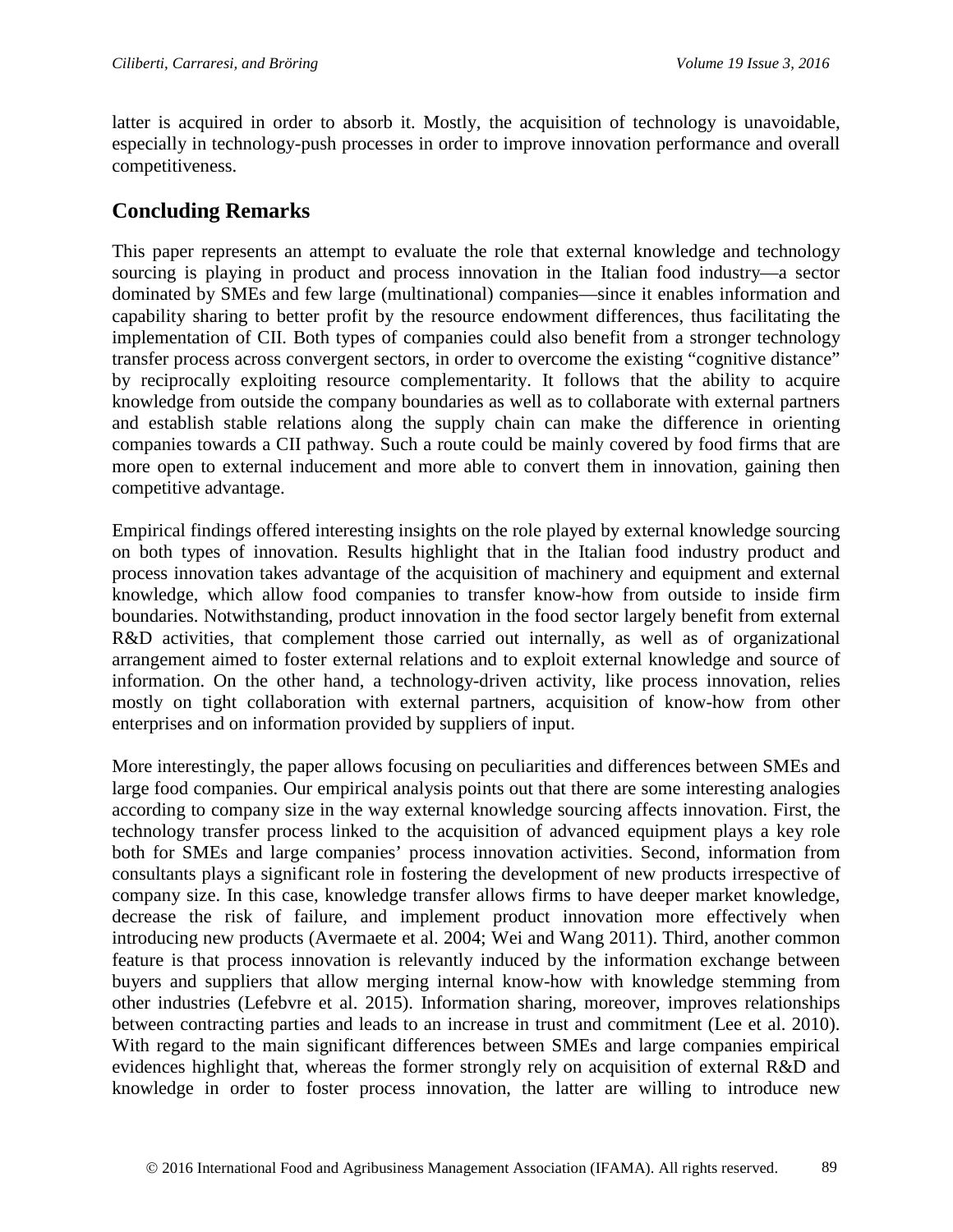latter is acquired in order to absorb it. Mostly, the acquisition of technology is unavoidable, especially in technology-push processes in order to improve innovation performance and overall competitiveness.

## Concluding Remarks

This paper represents an attempt to evaluate the role that external knowledge and technology sourcing is playing in product and process innovation in the Italian food industry—a sector dominated by SMEs and few large (multinational) companies—since it enables information and capability sharing to better profit by the resource endowment differences, thus facilitating the implementation of CII. Both types of companies could also benefit from a stronger technology transfer process across convergent sectors, in order to overcome the existing "cognitive distance" by reciprocally exploiting resource complementarity. It follows that the ability to acquire knowledge from outside the company boundaries as well as to collaborate with external partners and establish stable relations along the supply chain can make the difference in orienting companies towards a CII pathway. Such a route could be mainly covered by food firms that are more open to external inducement and more able to convert them in innovation, gaining then competitive advantage.

Empirical findings offered interesting insights on the role played by external knowledge sourcing on both types of innovation. Results highlight that in the Italian food industry product and process innovation takes advantage of the acquisition of machinery and equipment and external knowledge, which allow food companies to transfer know-how from outside to inside firm boundaries. Notwithstanding, product innovation in the food sector largely benefit from external R&D activities, that complement those carried out internally, as well as of organizational arrangement aimed to foster external relations and to exploit external knowledge and source of information. On the other hand, a technology-driven activity, like process innovation, relies mostly on tight collaboration with external partners, acquisition of know-how from other enterprises and on information provided by suppliers of input.

More interestingly, the paper allows focusing on peculiarities and differences between SMEs and large food companies. Our empirical analysis points out that there are some interesting analogies according to company size in the way external knowledge sourcing affects innovation. First, the technology transfer process linked to the acquisition of advanced equipment plays a key role both for SMEs and large companies' process innovation activities. Second, information from consultants plays a significant role in fostering the development of new products irrespective of company size. In this case, knowledge transfer allows firms to have deeper market knowledge, decrease the risk of failure, and implement product innovation more effectively when introducing new products (Avermaete et al. 2004; Wei and Wang 2011). Third, another common feature is that process innovation is relevantly induced by the information exchange between buyers and suppliers that allow merging internal know-how with knowledge stemming from other industries (Lefebvre et al. 2015). Information sharing, moreover, improves relationships between contracting parties and leads to an increase in trust and commitment (Lee et al. 2010). With regard to the main significant differences between SMEs and large companies empirical evidences highlight that, whereas the former strongly rely on acquisition of external R&D and knowledge in order to foster process innovation, the latter are willing to introduce new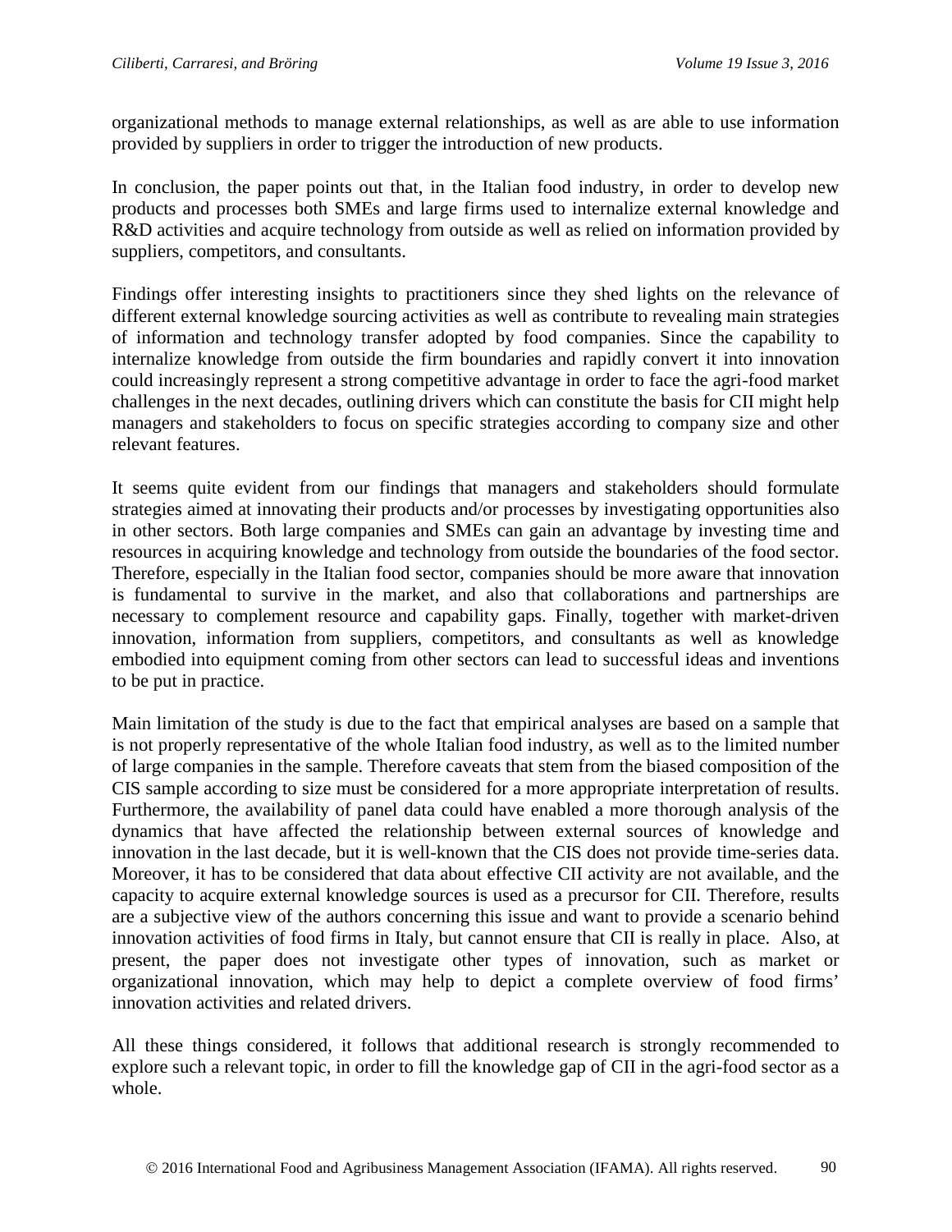organizational methods to manage external relationships, as well as are able to use information provided by suppliers in order to trigger the introduction of new products.

In conclusion, the paper points out that, in the Italian food industry, in order to develop new products and processes both SMEs and large firms used to internalize external knowledge and R&D activities and acquire technology from outside as well as relied on information provided by suppliers, competitors, and consultants.

Findings offer interesting insights to practitioners since they shed lights on the relevance of different external knowledge sourcing activities as well as contribute to revealing main strategies of information and technology transfer adopted by food companies. Since the capability to internalize knowledge from outside the firm boundaries and rapidly convert it into innovation could increasingly represent a strong competitive advantage in order to face the agri-food market challenges in the next decades, outlining drivers which can constitute the basis for CII might help managers and stakeholders to focus on specific strategies according to company size and other relevant features.

It seems quite evident from our findings that managers and stakeholders should formulate strategies aimed at innovating their products and/or processes by investigating opportunities also in other sectors. Both large companies and SMEs can gain an advantage by investing time and resources in acquiring knowledge and technology from outside the boundaries of the food sector. Therefore, especially in the Italian food sector, companies should be more aware that innovation is fundamental to survive in the market, and also that collaborations and partnerships are necessary to complement resource and capability gaps. Finally, together with market-driven innovation, information from suppliers, competitors, and consultants as well as knowledge embodied into equipment coming from other sectors can lead to successful ideas and inventions to be put in practice.

Main limitation of the study is due to the fact that empirical analyses are based on a sample that is not properly representative of the whole Italian food industry, as well as to the limited number of large companies in the sample. Therefore caveats that stem from the biased composition of the CIS sample according to size must be considered for a more appropriate interpretation of results. Furthermore, the availability of panel data could have enabled a more thorough analysis of the dynamics that have affected the relationship between external sources of knowledge and innovation in the last decade, but it is well-known that the CIS does not provide time-series data. Moreover, it has to be considered that data about effective CII activity are not available, and the capacity to acquire external knowledge sources is used as a precursor for CII. Therefore, results are a subjective view of the authors concerning this issue and want to provide a scenario behind innovation activities of food firms in Italy, but cannot ensure that CII is really in place. Also, at present, the paper does not investigate other types of innovation, such as market or organizational innovation, which may help to depict a complete overview of food firms' innovation activities and related drivers.

All these things considered, it follows that additional research is strongly recommended to explore such a relevant topic, in order to fill the knowledge gap of CII in the agri-food sector as a whole.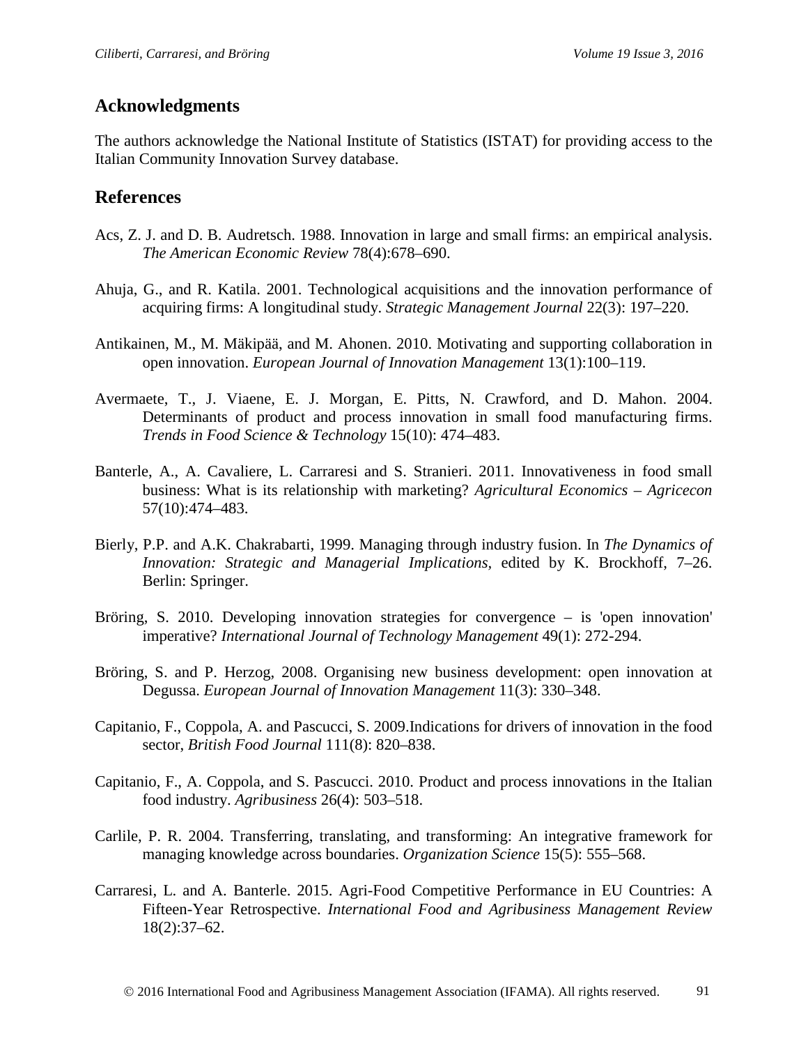## Acknowledgments

The authors acknowledge the National Institute of Statistics (ISTAT) for providing access to the Italian Community Innovation Survey database.

## References

Acs, Z. J. and D. B. Audretsch. 1988. Innovation in large and small firms: an empirical analysis. *The American Economic Review* 78(4):678–690.

Ahuja, G., and R. Katila. 2001. Technological acquisitions and the innovation performance of acquiring firms: A longitudinal study. *Strategic Management Journal* 22(3): 197–220.

Antikainen, M., M. Mäkipää, and M. Ahonen. 2010. Motivating and supporting collaboration in open innovation. *European Journal of Innovation Management* 13(1):100–119.

Avermaete, T., J. Viaene, E. J. Morgan, E. Pitts, N. Crawford, and D. Mahon. 2004. Determinants of product and process innovation in small food manufacturing firms. *Trends in Food Science & Technology* 15(10): 474–483.

Banterle, A., A. Cavaliere, L. Carraresi and S. Stranieri. 2011. Innovativeness in food small business: What is its relationship with marketing? *Agricultural Economics – Agricecon* 57(10):474–483.

Bierly, P.P. and A.K. Chakrabarti, 1999. Managing through industry fusion. In *The Dynamics of Innovation: Strategic and Managerial Implications,* edited by K. Brockhoff, 7–26. Berlin: Springer.

Bröring, S. 2010. Developing innovation strategies for convergence – is 'open innovation' imperative? *International Journal of Technology Management* 49(1): 272-294.

Bröring, S. and P. Herzog, 2008. Organising new business development: open innovation at Degussa. *European Journal of Innovation Management* 11(3): 330–348.

Capitanio, F., Coppola, A. and Pascucci, S. 2009.Indications for drivers of innovation in the food sector, *British Food Journal* 111(8): 820–838.

Capitanio, F., A. Coppola, and S. Pascucci. 2010. Product and process innovations in the Italian food industry. *Agribusiness* 26(4): 503–518.

Carlile, P. R. 2004. Transferring, translating, and transforming: An integrative framework for managing knowledge across boundaries. *Organization Science* 15(5): 555–568.

Carraresi, L. and A. Banterle. 2015. Agri-Food Competitive Performance in EU Countries: A Fifteen-Year Retrospective. *International Food and Agribusiness Management Review* 18(2):37–62.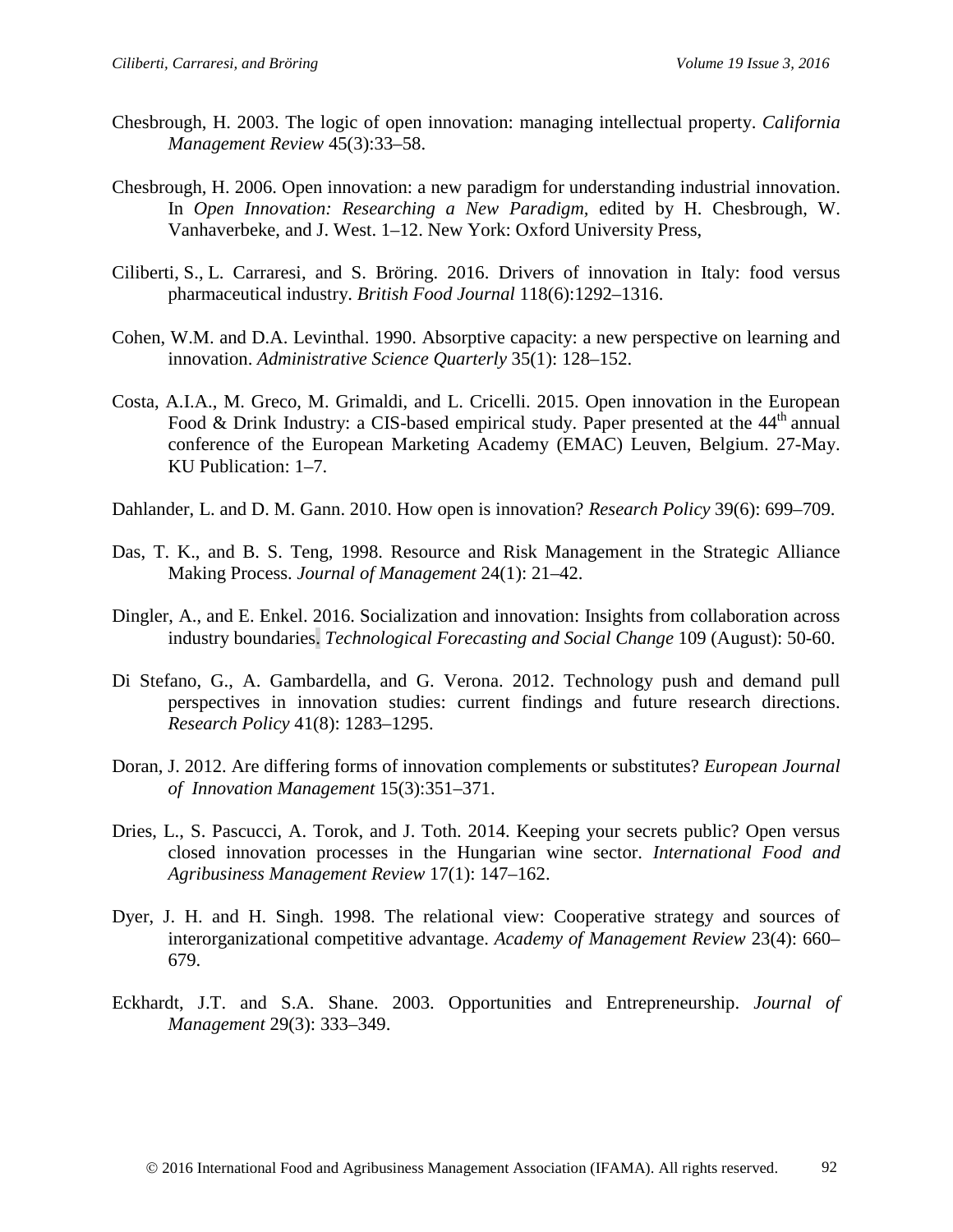Chesbrough, H. 2003. The logic of open innovation: managing intellectual property. *California Management Review* 45(3):33–58.

Chesbrough, H. 2006. Open innovation: a new paradigm for understanding industrial innovation. In *Open Innovation: Researching a New Paradigm*, edited by H. Chesbrough, W. Vanhaverbeke, and J. West. 1–12. New York: Oxford University Press,

Ciliberti, S., L. Carraresi, and S. Bröring. 2016. Drivers of innovation in Italy: food versus pharmaceutical industry. *British Food Journal* 118(6):1292–1316.

Cohen, W.M. and D.A. Levinthal. 1990. Absorptive capacity: a new perspective on learning and innovation. *Administrative Science Quarterly* 35(1): 128–152.

Costa, A.I.A., M. Greco, M. Grimaldi, and L. Cricelli. 2015. Open innovation in the European Food & Drink Industry: a CIS-based empirical study. Paper presented at the 44th annual conference of the European Marketing Academy (EMAC) Leuven, Belgium. 27-May. KU Publication: 1–7.

Dahlander, L. and D. M. Gann. 2010. How open is innovation? *Research Policy* 39(6): 699–709.

Das, T. K., and B. S. Teng, 1998. Resource and Risk Management in the Strategic Alliance Making Process. *Journal of Management* 24(1): 21–42.

Dingler, A., and E. Enkel. 2016. Socialization and innovation: Insights from collaboration across industry boundaries. *Technological Forecasting and Social Change* 109 (August): 50-60.

Di Stefano, G., A. Gambardella, and G. Verona. 2012. Technology push and demand pull perspectives in innovation studies: current findings and future research directions. *Research Policy* 41(8): 1283–1295.

Doran, J. 2012. Are differing forms of innovation complements or substitutes? *European Journal of Innovation Management* 15(3):351–371.

Dries, L., S. Pascucci, A. Torok, and J. Toth. 2014. Keeping your secrets public? Open versus closed innovation processes in the Hungarian wine sector. *International Food and Agribusiness Management Review* 17(1): 147–162.

Dyer, J. H. and H. Singh. 1998. The relational view: Cooperative strategy and sources of interorganizational competitive advantage. *Academy of Management Review* 23(4): 660–679.

Eckhardt, J.T. and S.A. Shane. 2003. Opportunities and Entrepreneurship. *Journal of Management* 29(3): 333–349.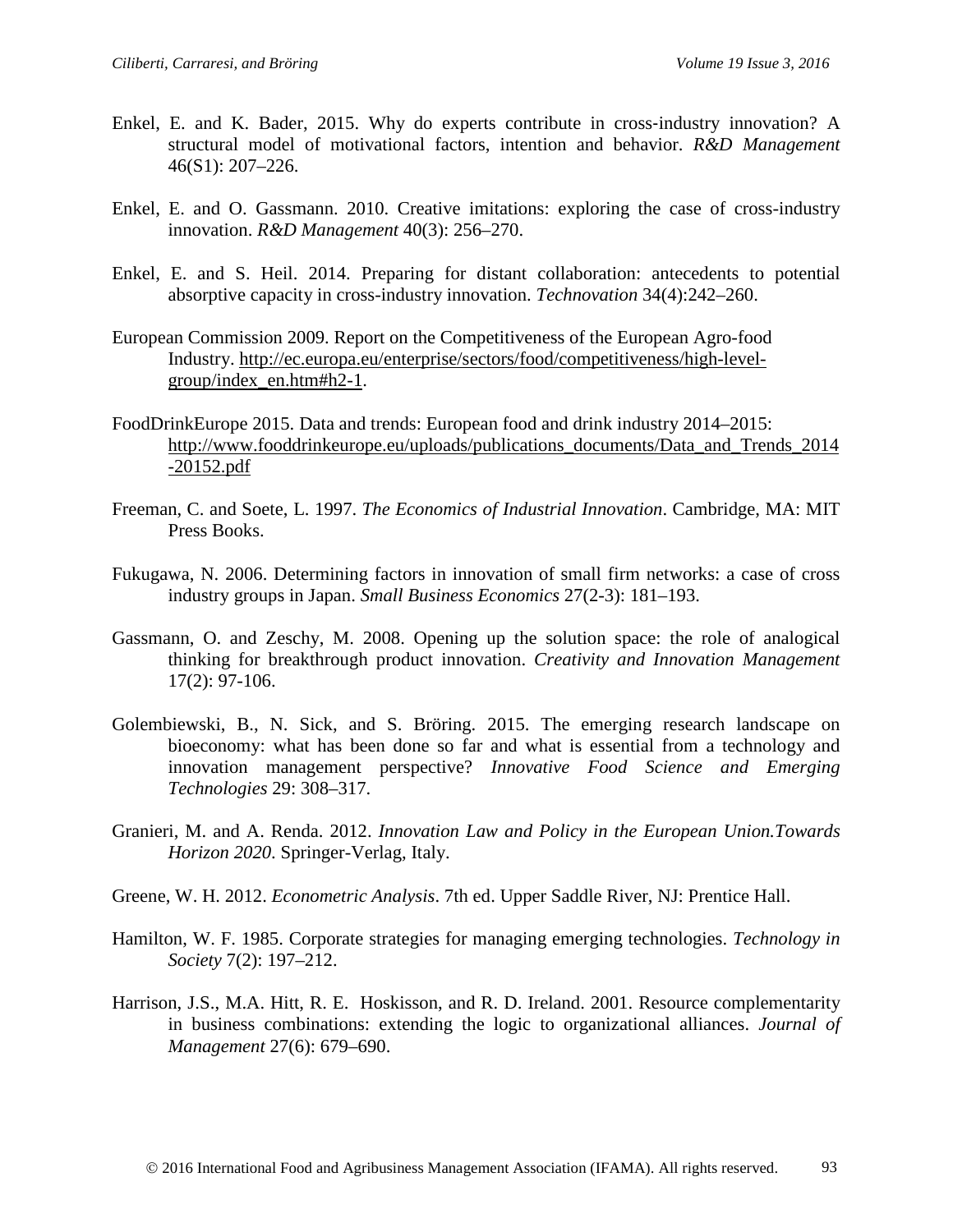Enkel, E. and K. Bader, 2015. Why do experts contribute in cross-industry innovation? A structural model of motivational factors, intention and behavior. *R&D Management* 46(S1): 207–226.

Enkel, E. and O. Gassmann. 2010. Creative imitations: exploring the case of cross-industry innovation. *R&D Management* 40(3): 256–270.

Enkel, E. and S. Heil. 2014. Preparing for distant collaboration: antecedents to potential absorptive capacity in cross-industry innovation. *Technovation* 34(4):242–260.

European Commission 2009. Report on the Competitiveness of the European Agro-food Industry. http://ec.europa.eu/enterprise/sectors/food/competitiveness/high-level-group/index_en.htm#h2-1.

FoodDrinkEurope 2015. Data and trends: European food and drink industry 2014–2015: http://www.fooddrinkeurope.eu/uploads/publications_documents/Data_and_Trends_2014-20152.pdf

Freeman, C. and Soete, L. 1997. *The Economics of Industrial Innovation*. Cambridge, MA: MIT Press Books.

Fukugawa, N. 2006. Determining factors in innovation of small firm networks: a case of cross industry groups in Japan. *Small Business Economics* 27(2-3): 181–193.

Gassmann, O. and Zeschy, M. 2008. Opening up the solution space: the role of analogical thinking for breakthrough product innovation. *Creativity and Innovation Management* 17(2): 97-106.

Golembiewski, B., N. Sick, and S. Bröring. 2015. The emerging research landscape on bioeconomy: what has been done so far and what is essential from a technology and innovation management perspective? *Innovative Food Science and Emerging Technologies* 29: 308–317.

Granieri, M. and A. Renda. 2012. *Innovation Law and Policy in the European Union.Towards Horizon 2020*. Springer-Verlag, Italy.

Greene, W. H. 2012. *Econometric Analysis*. 7th ed. Upper Saddle River, NJ: Prentice Hall.

Hamilton, W. F. 1985. Corporate strategies for managing emerging technologies. *Technology in Society* 7(2): 197–212.

Harrison, J.S., M.A. Hitt, R. E. Hoskisson, and R. D. Ireland. 2001. Resource complementarity in business combinations: extending the logic to organizational alliances. *Journal of Management* 27(6): 679–690.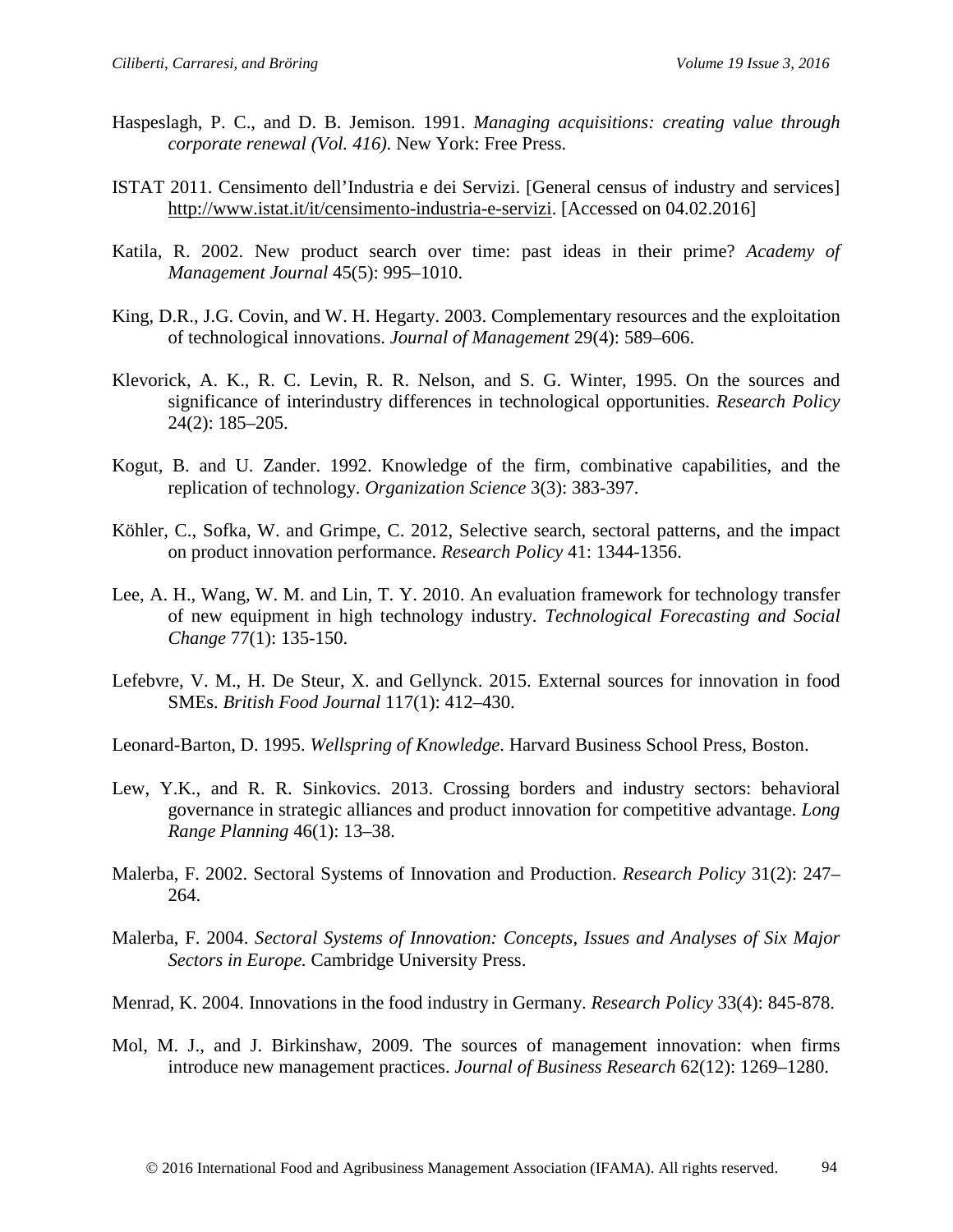Haspeslagh, P. C., and D. B. Jemison. 1991. *Managing acquisitions: creating value through corporate renewal (Vol. 416)*. New York: Free Press.

ISTAT 2011. Censimento dell'Industria e dei Servizi. [General census of industry and services] http://www.istat.it/it/censimento-industria-e-servizi. [Accessed on 04.02.2016]

Katila, R. 2002. New product search over time: past ideas in their prime? *Academy of Management Journal* 45(5): 995–1010.

King, D.R., J.G. Covin, and W. H. Hegarty. 2003. Complementary resources and the exploitation of technological innovations. *Journal of Management* 29(4): 589–606.

Klevorick, A. K., R. C. Levin, R. R. Nelson, and S. G. Winter, 1995. On the sources and significance of interindustry differences in technological opportunities. *Research Policy* 24(2): 185–205.

Kogut, B. and U. Zander. 1992. Knowledge of the firm, combinative capabilities, and the replication of technology. *Organization Science* 3(3): 383-397.

Köhler, C., Sofka, W. and Grimpe, C. 2012, Selective search, sectoral patterns, and the impact on product innovation performance. *Research Policy* 41: 1344-1356.

Lee, A. H., Wang, W. M. and Lin, T. Y. 2010. An evaluation framework for technology transfer of new equipment in high technology industry. *Technological Forecasting and Social Change* 77(1): 135-150.

Lefebvre, V. M., H. De Steur, X. and Gellynck. 2015. External sources for innovation in food SMEs. *British Food Journal* 117(1): 412–430.

Leonard-Barton, D. 1995. *Wellspring of Knowledge*. Harvard Business School Press, Boston.

Lew, Y.K., and R. R. Sinkovics. 2013. Crossing borders and industry sectors: behavioral governance in strategic alliances and product innovation for competitive advantage. *Long Range Planning* 46(1): 13–38.

Malerba, F. 2002. Sectoral Systems of Innovation and Production. *Research Policy* 31(2): 247–264.

Malerba, F. 2004. *Sectoral Systems of Innovation: Concepts, Issues and Analyses of Six Major Sectors in Europe.* Cambridge University Press.

Menrad, K. 2004. Innovations in the food industry in Germany. *Research Policy* 33(4): 845-878.

Mol, M. J., and J. Birkinshaw, 2009. The sources of management innovation: when firms introduce new management practices. *Journal of Business Research* 62(12): 1269–1280.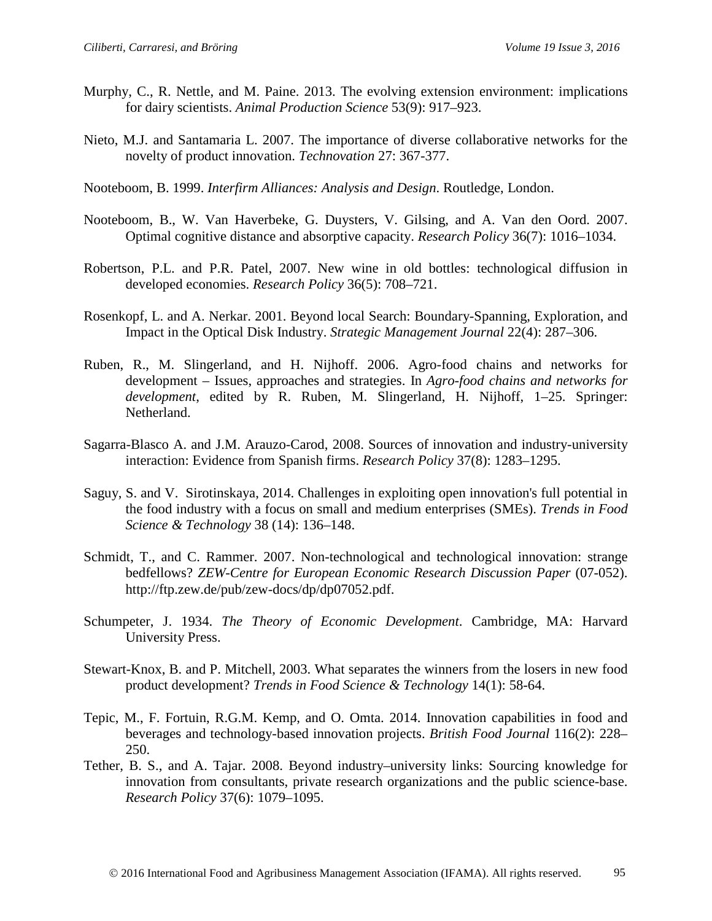Murphy, C., R. Nettle, and M. Paine. 2013. The evolving extension environment: implications for dairy scientists. *Animal Production Science* 53(9): 917–923.

Nieto, M.J. and Santamaria L. 2007. The importance of diverse collaborative networks for the novelty of product innovation. *Technovation* 27: 367-377.

Nooteboom, B. 1999. *Interfirm Alliances: Analysis and Design*. Routledge, London.

Nooteboom, B., W. Van Haverbeke, G. Duysters, V. Gilsing, and A. Van den Oord. 2007. Optimal cognitive distance and absorptive capacity. *Research Policy* 36(7): 1016–1034.

Robertson, P.L. and P.R. Patel, 2007. New wine in old bottles: technological diffusion in developed economies. *Research Policy* 36(5): 708–721.

Rosenkopf, L. and A. Nerkar. 2001. Beyond local Search: Boundary-Spanning, Exploration, and Impact in the Optical Disk Industry. *Strategic Management Journal* 22(4): 287–306.

Ruben, R., M. Slingerland, and H. Nijhoff. 2006. Agro-food chains and networks for development – Issues, approaches and strategies. In *Agro-food chains and networks for development*, edited by R. Ruben, M. Slingerland, H. Nijhoff, 1–25. Springer: Netherland.

Sagarra-Blasco A. and J.M. Arauzo-Carod, 2008. Sources of innovation and industry-university interaction: Evidence from Spanish firms. *Research Policy* 37(8): 1283–1295.

Saguy, S. and V. Sirotinskaya, 2014. Challenges in exploiting open innovation's full potential in the food industry with a focus on small and medium enterprises (SMEs). *Trends in Food Science & Technology* 38 (14): 136–148.

Schmidt, T., and C. Rammer. 2007. Non-technological and technological innovation: strange bedfellows? *ZEW-Centre for European Economic Research Discussion Paper* (07-052). http://ftp.zew.de/pub/zew-docs/dp/dp07052.pdf.

Schumpeter, J. 1934. *The Theory of Economic Development*. Cambridge, MA: Harvard University Press.

Stewart-Knox, B. and P. Mitchell, 2003. What separates the winners from the losers in new food product development? *Trends in Food Science & Technology* 14(1): 58-64.

Tepic, M., F. Fortuin, R.G.M. Kemp, and O. Omta. 2014. Innovation capabilities in food and beverages and technology-based innovation projects. *British Food Journal* 116(2): 228–250.

Tether, B. S., and A. Tajar. 2008. Beyond industry–university links: Sourcing knowledge for innovation from consultants, private research organizations and the public science-base. *Research Policy* 37(6): 1079–1095.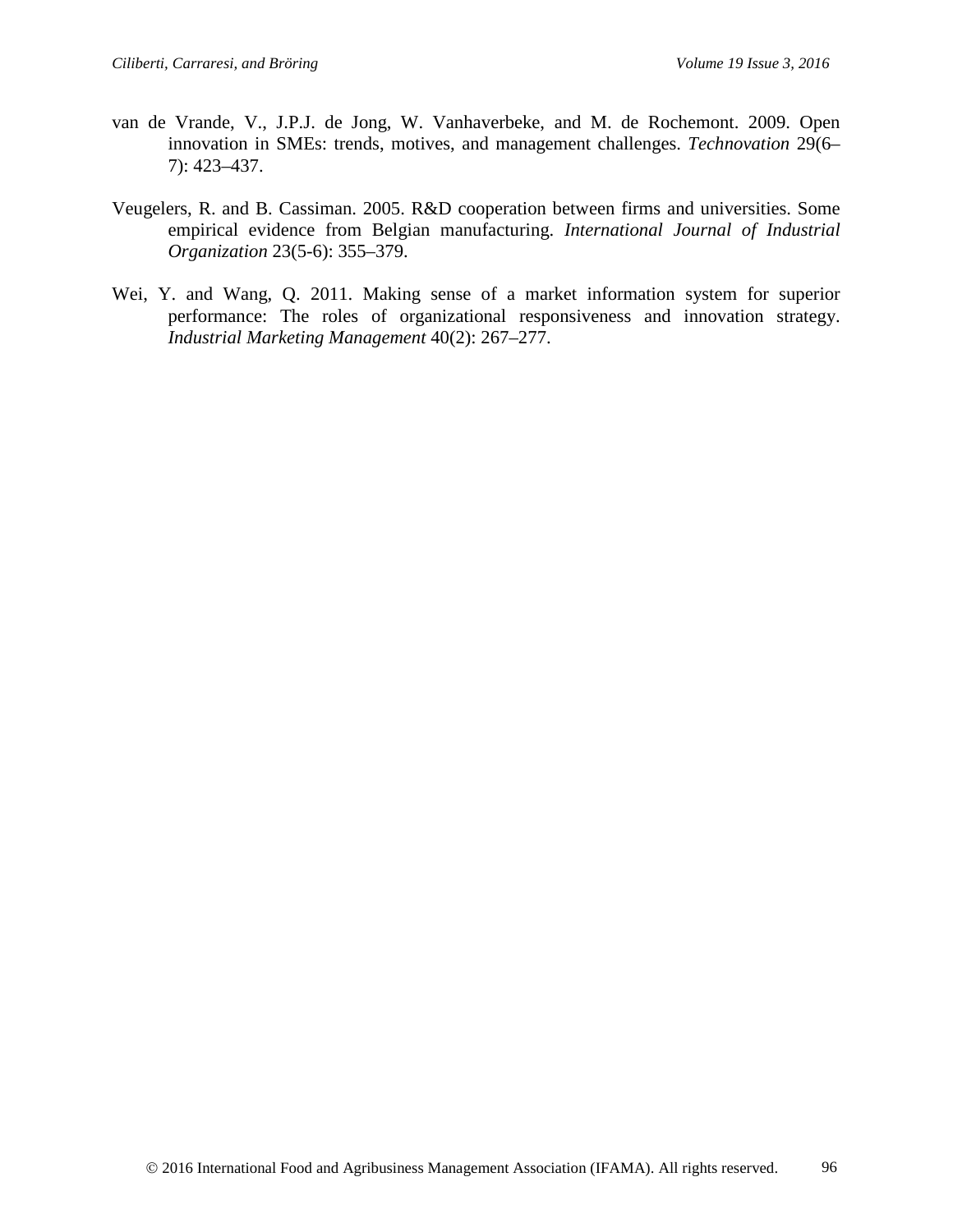van de Vrande, V., J.P.J. de Jong, W. Vanhaverbeke, and M. de Rochemont. 2009. Open innovation in SMEs: trends, motives, and management challenges. *Technovation* 29(6–7): 423–437.

Veugelers, R. and B. Cassiman. 2005. R&D cooperation between firms and universities. Some empirical evidence from Belgian manufacturing. *International Journal of Industrial Organization* 23(5-6): 355–379.

Wei, Y. and Wang, Q. 2011. Making sense of a market information system for superior performance: The roles of organizational responsiveness and innovation strategy. *Industrial Marketing Management* 40(2): 267–277.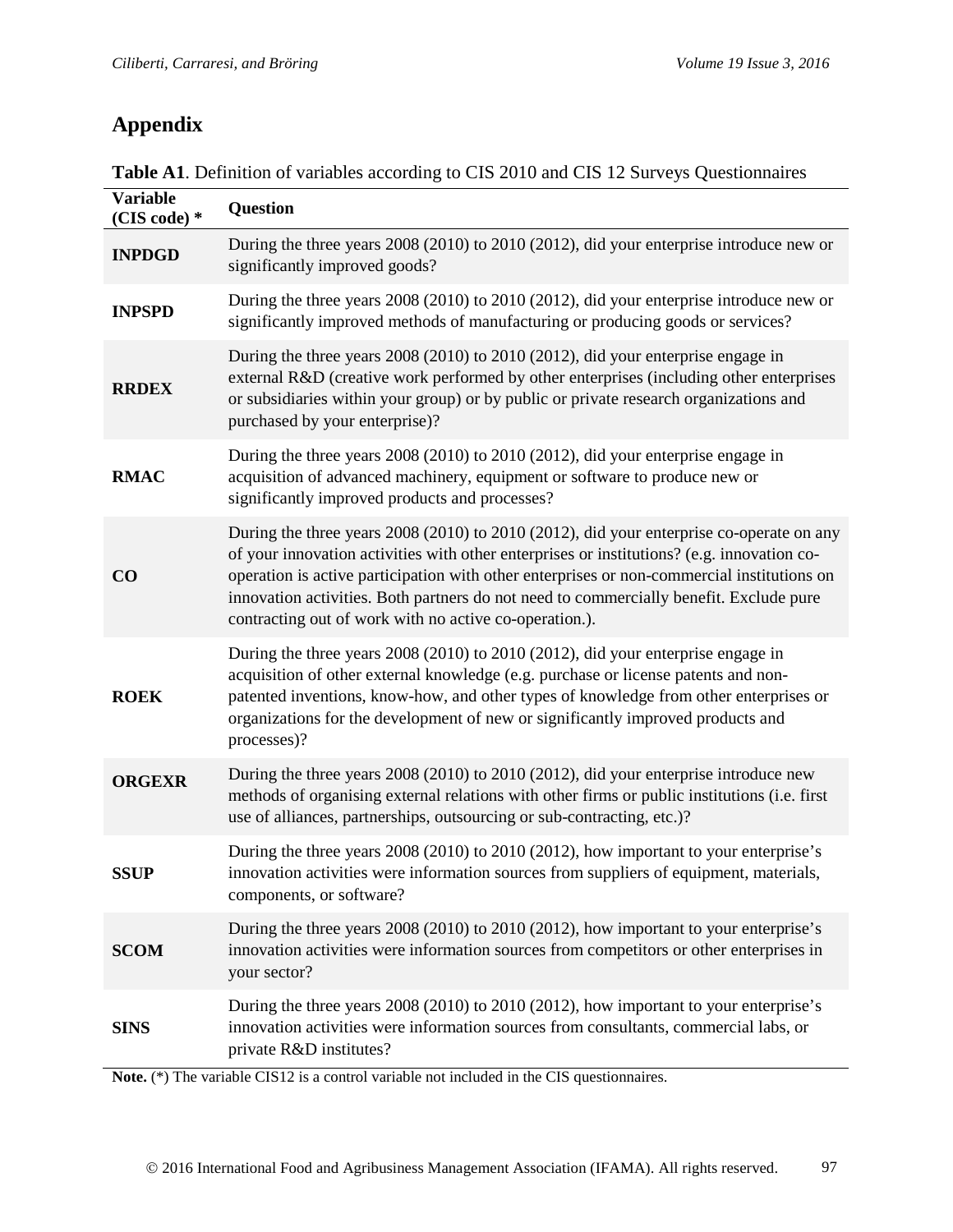# Appendix

**Table A1**. Definition of variables according to CIS 2010 and CIS 12 Surveys Questionnaires

| Variable (CIS code) * | Question |
|---|---|
| **INPDGD** | During the three years 2008 (2010) to 2010 (2012), did your enterprise introduce new or significantly improved goods? |
| **INPSPD** | During the three years 2008 (2010) to 2010 (2012), did your enterprise introduce new or significantly improved methods of manufacturing or producing goods or services? |
| **RRDEX** | During the three years 2008 (2010) to 2010 (2012), did your enterprise engage in external R&D (creative work performed by other enterprises (including other enterprises or subsidiaries within your group) or by public or private research organizations and purchased by your enterprise)? |
| **RMAC** | During the three years 2008 (2010) to 2010 (2012), did your enterprise engage in acquisition of advanced machinery, equipment or software to produce new or significantly improved products and processes? |
| **CO** | During the three years 2008 (2010) to 2010 (2012), did your enterprise co-operate on any of your innovation activities with other enterprises or institutions? (e.g. innovation co-operation is active participation with other enterprises or non-commercial institutions on innovation activities. Both partners do not need to commercially benefit. Exclude pure contracting out of work with no active co-operation.). |
| **ROEK** | During the three years 2008 (2010) to 2010 (2012), did your enterprise engage in acquisition of other external knowledge (e.g. purchase or license patents and non-patented inventions, know-how, and other types of knowledge from other enterprises or organizations for the development of new or significantly improved products and processes)? |
| **ORGEXR** | During the three years 2008 (2010) to 2010 (2012), did your enterprise introduce new methods of organising external relations with other firms or public institutions (i.e. first use of alliances, partnerships, outsourcing or sub-contracting, etc.)? |
| **SSUP** | During the three years 2008 (2010) to 2010 (2012), how important to your enterprise's innovation activities were information sources from suppliers of equipment, materials, components, or software? |
| **SCOM** | During the three years 2008 (2010) to 2010 (2012), how important to your enterprise's innovation activities were information sources from competitors or other enterprises in your sector? |
| **SINS** | During the three years 2008 (2010) to 2010 (2012), how important to your enterprise's innovation activities were information sources from consultants, commercial labs, or private R&D institutes? |

**Note.** (*) The variable CIS12 is a control variable not included in the CIS questionnaires.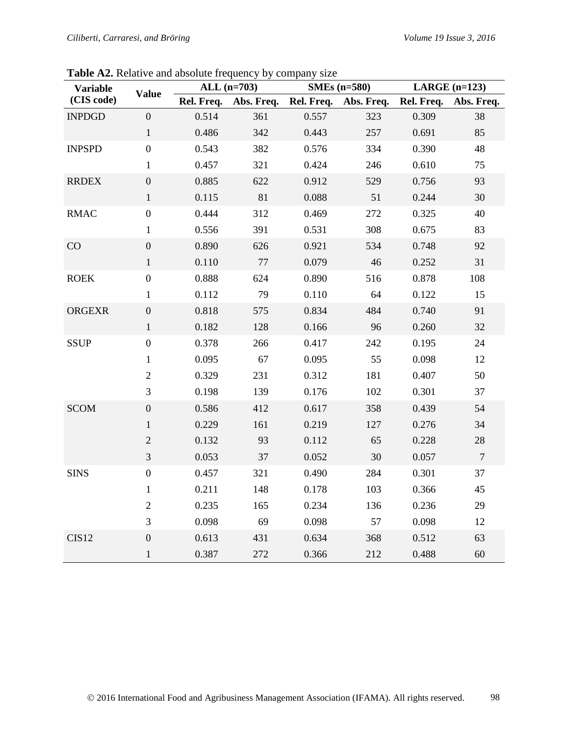**Table A2.** Relative and absolute frequency by company size

| Variable (CIS code) | Value | ALL (n=703) | | SMEs (n=580) | | LARGE (n=123) | |
|---|---|---|---|---|---|---|---|
| | | Rel. Freq. | Abs. Freq. | Rel. Freq. | Abs. Freq. | Rel. Freq. | Abs. Freq. |
| INPDGD | 0 | 0.514 | 361 | 0.557 | 323 | 0.309 | 38 |
| | 1 | 0.486 | 342 | 0.443 | 257 | 0.691 | 85 |
| INPSPD | 0 | 0.543 | 382 | 0.576 | 334 | 0.390 | 48 |
| | 1 | 0.457 | 321 | 0.424 | 246 | 0.610 | 75 |
| RRDEX | 0 | 0.885 | 622 | 0.912 | 529 | 0.756 | 93 |
| | 1 | 0.115 | 81 | 0.088 | 51 | 0.244 | 30 |
| RMAC | 0 | 0.444 | 312 | 0.469 | 272 | 0.325 | 40 |
| | 1 | 0.556 | 391 | 0.531 | 308 | 0.675 | 83 |
| CO | 0 | 0.890 | 626 | 0.921 | 534 | 0.748 | 92 |
| | 1 | 0.110 | 77 | 0.079 | 46 | 0.252 | 31 |
| ROEK | 0 | 0.888 | 624 | 0.890 | 516 | 0.878 | 108 |
| | 1 | 0.112 | 79 | 0.110 | 64 | 0.122 | 15 |
| ORGEXR | 0 | 0.818 | 575 | 0.834 | 484 | 0.740 | 91 |
| | 1 | 0.182 | 128 | 0.166 | 96 | 0.260 | 32 |
| SSUP | 0 | 0.378 | 266 | 0.417 | 242 | 0.195 | 24 |
| | 1 | 0.095 | 67 | 0.095 | 55 | 0.098 | 12 |
| | 2 | 0.329 | 231 | 0.312 | 181 | 0.407 | 50 |
| | 3 | 0.198 | 139 | 0.176 | 102 | 0.301 | 37 |
| SCOM | 0 | 0.586 | 412 | 0.617 | 358 | 0.439 | 54 |
| | 1 | 0.229 | 161 | 0.219 | 127 | 0.276 | 34 |
| | 2 | 0.132 | 93 | 0.112 | 65 | 0.228 | 28 |
| | 3 | 0.053 | 37 | 0.052 | 30 | 0.057 | 7 |
| SINS | 0 | 0.457 | 321 | 0.490 | 284 | 0.301 | 37 |
| | 1 | 0.211 | 148 | 0.178 | 103 | 0.366 | 45 |
| | 2 | 0.235 | 165 | 0.234 | 136 | 0.236 | 29 |
| | 3 | 0.098 | 69 | 0.098 | 57 | 0.098 | 12 |
| CIS12 | 0 | 0.613 | 431 | 0.634 | 368 | 0.512 | 63 |
| | 1 | 0.387 | 272 | 0.366 | 212 | 0.488 | 60 |